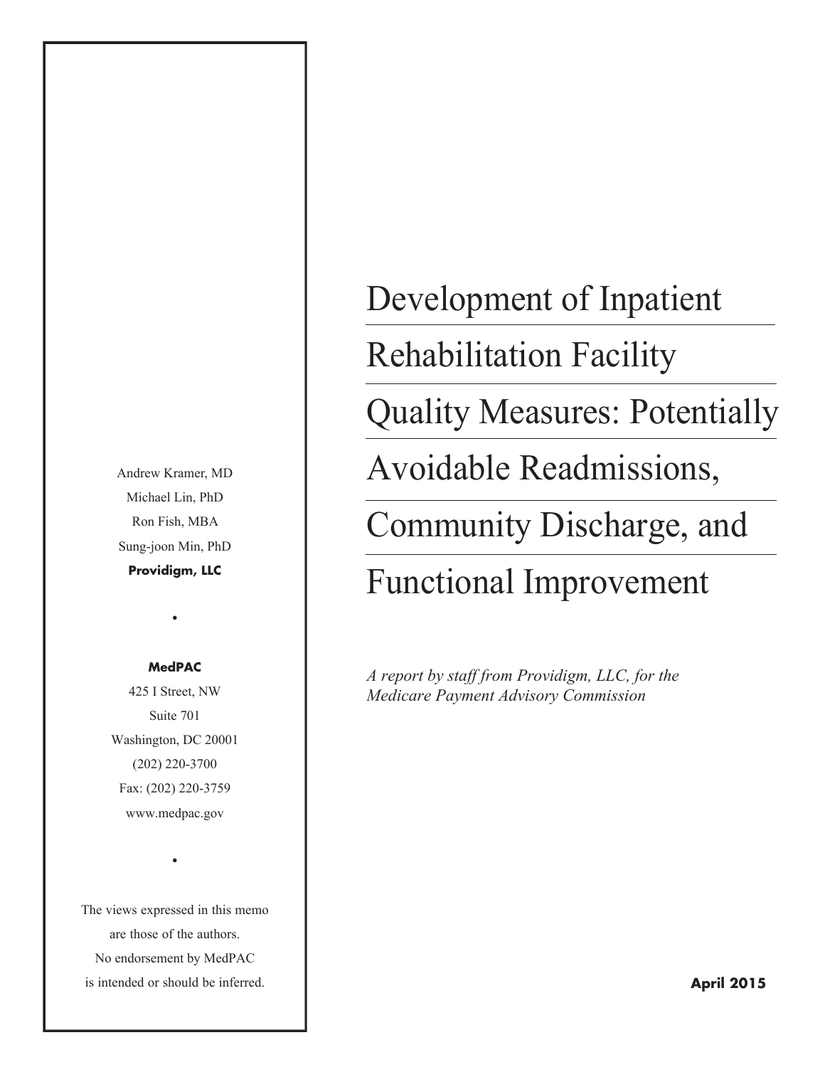# Development of Inpatient Rehabilitation Facility Quality Measures: Potentially Avoidable Readmissions, Community Discharge, and Functional Improvement

*A report by staff from Providigm, LLC, for the Medicare Payment Advisory Commission*

Andrew Kramer, MD
Michael Lin, PhD
Ron Fish, MBA
Sung-joon Min, PhD
**Providigm, LLC**

•

**MedPAC**
425 I Street, NW
Suite 701
Washington, DC 20001
(202) 220-3700
Fax: (202) 220-3759
www.medpac.gov

•

The views expressed in this memo are those of the authors. No endorsement by MedPAC is intended or should be inferred.

**April 2015**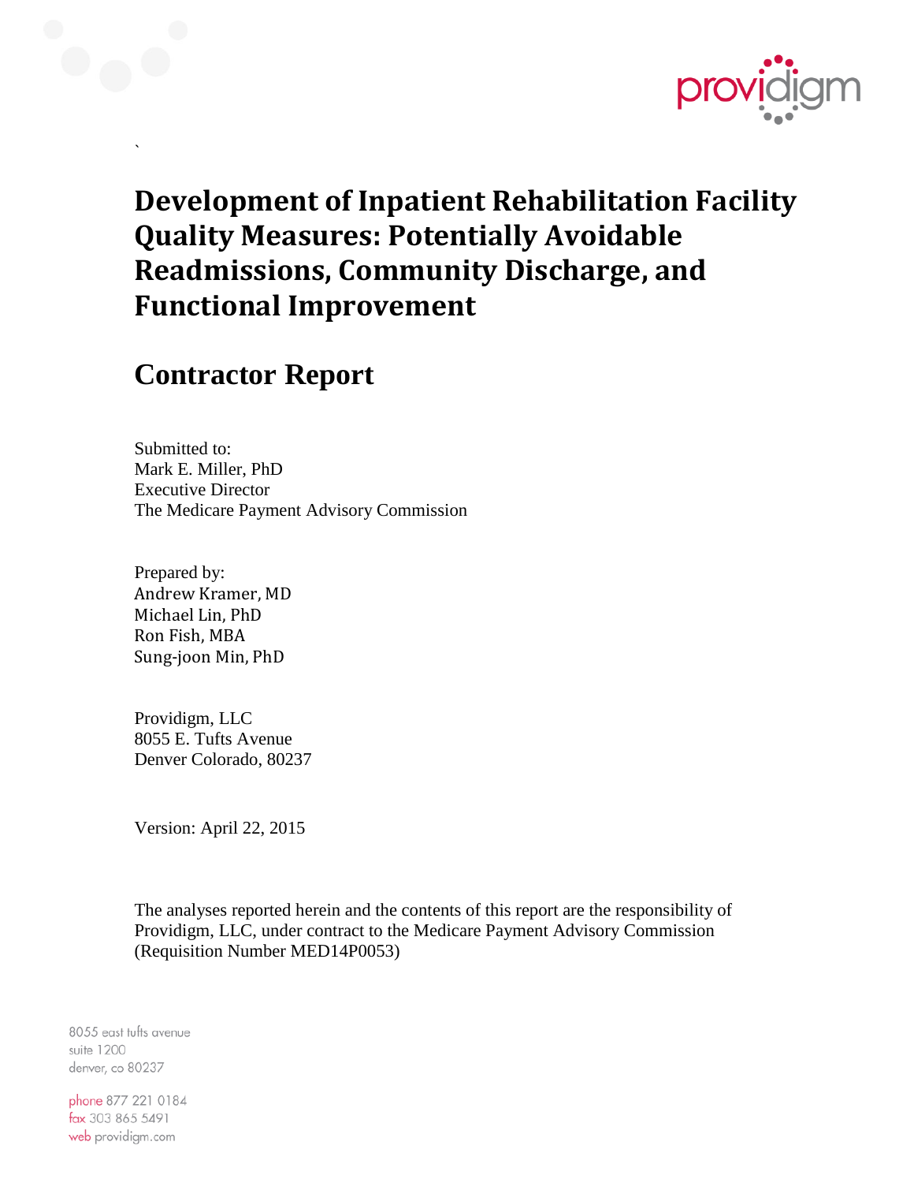# Development of Inpatient Rehabilitation Facility Quality Measures: Potentially Avoidable Readmissions, Community Discharge, and Functional Improvement

## Contractor Report

Submitted to:
Mark E. Miller, PhD
Executive Director
The Medicare Payment Advisory Commission

Prepared by:
Andrew Kramer, MD
Michael Lin, PhD
Ron Fish, MBA
Sung-joon Min, PhD

Providigm, LLC
8055 E. Tufts Avenue
Denver Colorado, 80237

Version: April 22, 2015

The analyses reported herein and the contents of this report are the responsibility of Providigm, LLC, under contract to the Medicare Payment Advisory Commission (Requisition Number MED14P0053)

8055 east tufts avenue
suite 1200
denver, co 80237

phone 877 221 0184
fax 303 865 5491
web providigm.com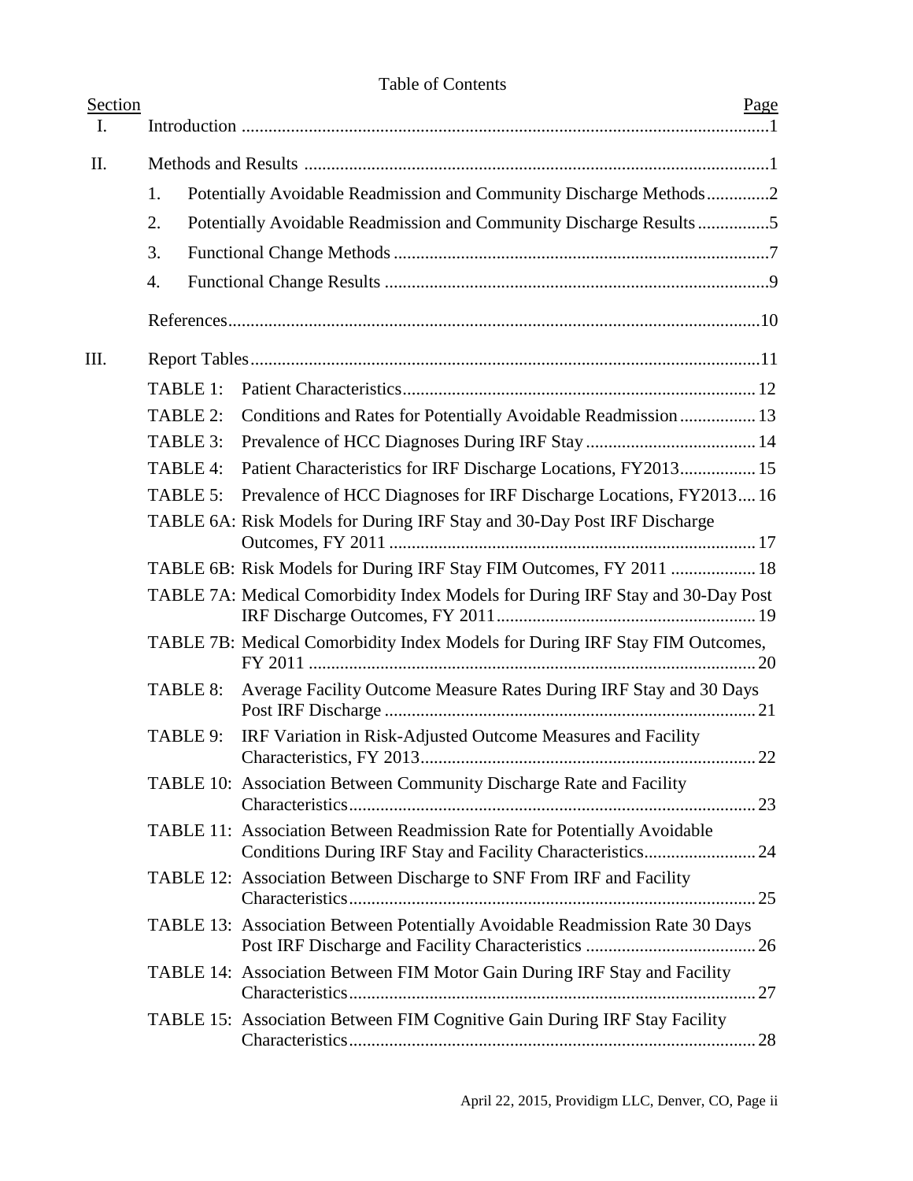# Table of Contents

| Section | | Page |
|---|---|---|
| I. | Introduction | 1 |
| II. | Methods and Results | 1 |
| | 1. Potentially Avoidable Readmission and Community Discharge Methods | 2 |
| | 2. Potentially Avoidable Readmission and Community Discharge Results | 5 |
| | 3. Functional Change Methods | 7 |
| | 4. Functional Change Results | 9 |
| | References | 10 |
| III. | Report Tables | 11 |
| | TABLE 1: Patient Characteristics | 12 |
| | TABLE 2: Conditions and Rates for Potentially Avoidable Readmission | 13 |
| | TABLE 3: Prevalence of HCC Diagnoses During IRF Stay | 14 |
| | TABLE 4: Patient Characteristics for IRF Discharge Locations, FY2013 | 15 |
| | TABLE 5: Prevalence of HCC Diagnoses for IRF Discharge Locations, FY2013 | 16 |
| | TABLE 6A: Risk Models for During IRF Stay and 30-Day Post IRF Discharge Outcomes, FY 2011 | 17 |
| | TABLE 6B: Risk Models for During IRF Stay FIM Outcomes, FY 2011 | 18 |
| | TABLE 7A: Medical Comorbidity Index Models for During IRF Stay and 30-Day Post IRF Discharge Outcomes, FY 2011 | 19 |
| | TABLE 7B: Medical Comorbidity Index Models for During IRF Stay FIM Outcomes, FY 2011 | 20 |
| | TABLE 8: Average Facility Outcome Measure Rates During IRF Stay and 30 Days Post IRF Discharge | 21 |
| | TABLE 9: IRF Variation in Risk-Adjusted Outcome Measures and Facility Characteristics, FY 2013 | 22 |
| | TABLE 10: Association Between Community Discharge Rate and Facility Characteristics | 23 |
| | TABLE 11: Association Between Readmission Rate for Potentially Avoidable Conditions During IRF Stay and Facility Characteristics | 24 |
| | TABLE 12: Association Between Discharge to SNF From IRF and Facility Characteristics | 25 |
| | TABLE 13: Association Between Potentially Avoidable Readmission Rate 30 Days Post IRF Discharge and Facility Characteristics | 26 |
| | TABLE 14: Association Between FIM Motor Gain During IRF Stay and Facility Characteristics | 27 |
| | TABLE 15: Association Between FIM Cognitive Gain During IRF Stay Facility Characteristics | 28 |

April 22, 2015, Providigm LLC, Denver, CO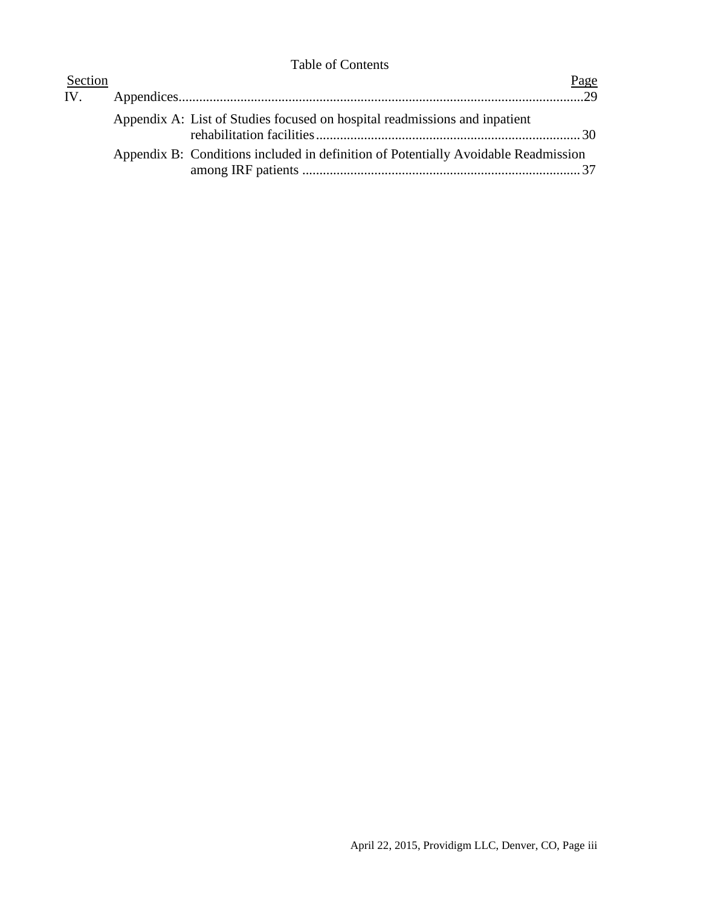Table of Contents

| Section | | Page |
|---|---|---|
| IV. | Appendices | 29 |
| | Appendix A: List of Studies focused on hospital readmissions and inpatient rehabilitation facilities | 30 |
| | Appendix B: Conditions included in definition of Potentially Avoidable Readmission among IRF patients | 37 |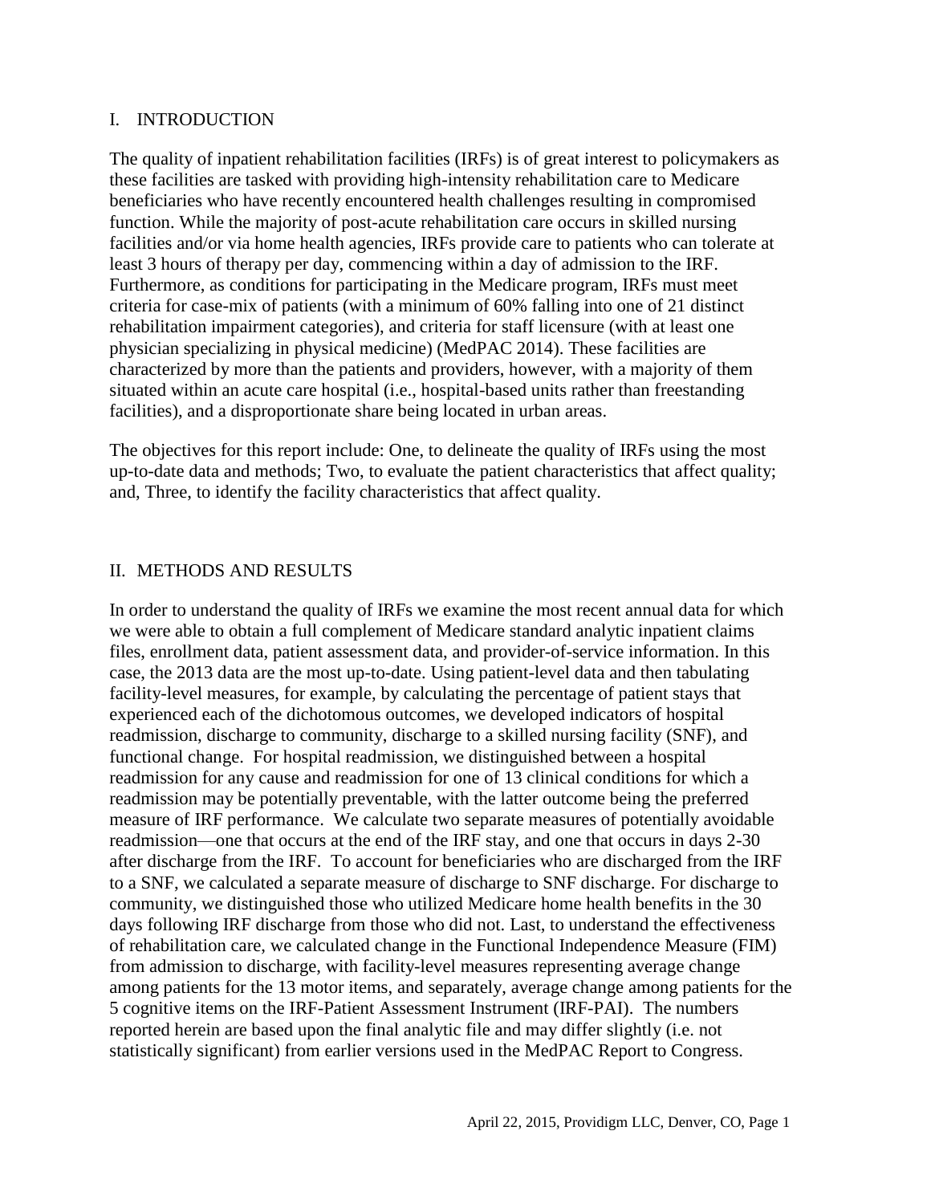## I. INTRODUCTION

The quality of inpatient rehabilitation facilities (IRFs) is of great interest to policymakers as these facilities are tasked with providing high-intensity rehabilitation care to Medicare beneficiaries who have recently encountered health challenges resulting in compromised function. While the majority of post-acute rehabilitation care occurs in skilled nursing facilities and/or via home health agencies, IRFs provide care to patients who can tolerate at least 3 hours of therapy per day, commencing within a day of admission to the IRF. Furthermore, as conditions for participating in the Medicare program, IRFs must meet criteria for case-mix of patients (with a minimum of 60% falling into one of 21 distinct rehabilitation impairment categories), and criteria for staff licensure (with at least one physician specializing in physical medicine) (MedPAC 2014). These facilities are characterized by more than the patients and providers, however, with a majority of them situated within an acute care hospital (i.e., hospital-based units rather than freestanding facilities), and a disproportionate share being located in urban areas.

The objectives for this report include: One, to delineate the quality of IRFs using the most up-to-date data and methods; Two, to evaluate the patient characteristics that affect quality; and, Three, to identify the facility characteristics that affect quality.

## II. METHODS AND RESULTS

In order to understand the quality of IRFs we examine the most recent annual data for which we were able to obtain a full complement of Medicare standard analytic inpatient claims files, enrollment data, patient assessment data, and provider-of-service information. In this case, the 2013 data are the most up-to-date. Using patient-level data and then tabulating facility-level measures, for example, by calculating the percentage of patient stays that experienced each of the dichotomous outcomes, we developed indicators of hospital readmission, discharge to community, discharge to a skilled nursing facility (SNF), and functional change. For hospital readmission, we distinguished between a hospital readmission for any cause and readmission for one of 13 clinical conditions for which a readmission may be potentially preventable, with the latter outcome being the preferred measure of IRF performance. We calculate two separate measures of potentially avoidable readmission—one that occurs at the end of the IRF stay, and one that occurs in days 2-30 after discharge from the IRF. To account for beneficiaries who are discharged from the IRF to a SNF, we calculated a separate measure of discharge to SNF discharge. For discharge to community, we distinguished those who utilized Medicare home health benefits in the 30 days following IRF discharge from those who did not. Last, to understand the effectiveness of rehabilitation care, we calculated change in the Functional Independence Measure (FIM) from admission to discharge, with facility-level measures representing average change among patients for the 13 motor items, and separately, average change among patients for the 5 cognitive items on the IRF-Patient Assessment Instrument (IRF-PAI). The numbers reported herein are based upon the final analytic file and may differ slightly (i.e. not statistically significant) from earlier versions used in the MedPAC Report to Congress.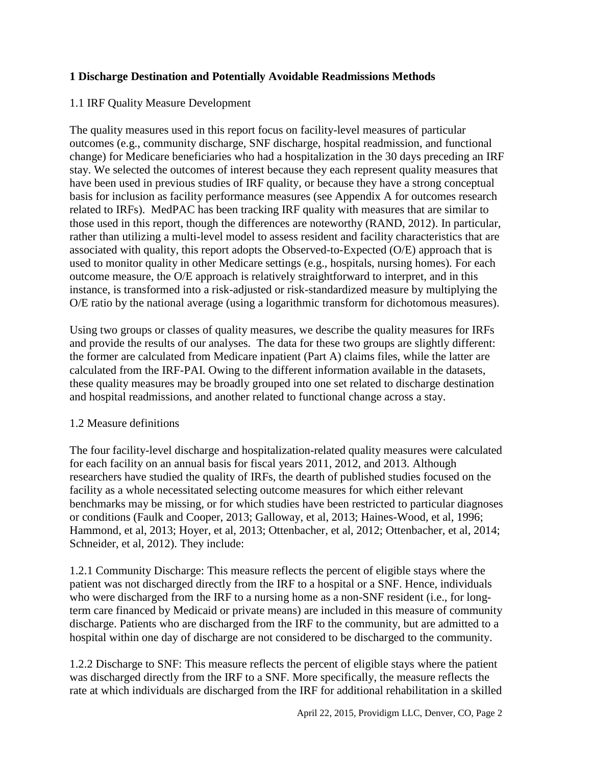## 1 Discharge Destination and Potentially Avoidable Readmissions Methods

### 1.1 IRF Quality Measure Development

The quality measures used in this report focus on facility-level measures of particular outcomes (e.g., community discharge, SNF discharge, hospital readmission, and functional change) for Medicare beneficiaries who had a hospitalization in the 30 days preceding an IRF stay. We selected the outcomes of interest because they each represent quality measures that have been used in previous studies of IRF quality, or because they have a strong conceptual basis for inclusion as facility performance measures (see Appendix A for outcomes research related to IRFs). MedPAC has been tracking IRF quality with measures that are similar to those used in this report, though the differences are noteworthy (RAND, 2012). In particular, rather than utilizing a multi-level model to assess resident and facility characteristics that are associated with quality, this report adopts the Observed-to-Expected (O/E) approach that is used to monitor quality in other Medicare settings (e.g., hospitals, nursing homes). For each outcome measure, the O/E approach is relatively straightforward to interpret, and in this instance, is transformed into a risk-adjusted or risk-standardized measure by multiplying the O/E ratio by the national average (using a logarithmic transform for dichotomous measures).

Using two groups or classes of quality measures, we describe the quality measures for IRFs and provide the results of our analyses. The data for these two groups are slightly different: the former are calculated from Medicare inpatient (Part A) claims files, while the latter are calculated from the IRF-PAI. Owing to the different information available in the datasets, these quality measures may be broadly grouped into one set related to discharge destination and hospital readmissions, and another related to functional change across a stay.

### 1.2 Measure definitions

The four facility-level discharge and hospitalization-related quality measures were calculated for each facility on an annual basis for fiscal years 2011, 2012, and 2013. Although researchers have studied the quality of IRFs, the dearth of published studies focused on the facility as a whole necessitated selecting outcome measures for which either relevant benchmarks may be missing, or for which studies have been restricted to particular diagnoses or conditions (Faulk and Cooper, 2013; Galloway, et al, 2013; Haines-Wood, et al, 1996; Hammond, et al, 2013; Hoyer, et al, 2013; Ottenbacher, et al, 2012; Ottenbacher, et al, 2014; Schneider, et al, 2012). They include:

1.2.1 Community Discharge: This measure reflects the percent of eligible stays where the patient was not discharged directly from the IRF to a hospital or a SNF. Hence, individuals who were discharged from the IRF to a nursing home as a non-SNF resident (i.e., for long-term care financed by Medicaid or private means) are included in this measure of community discharge. Patients who are discharged from the IRF to the community, but are admitted to a hospital within one day of discharge are not considered to be discharged to the community.

1.2.2 Discharge to SNF: This measure reflects the percent of eligible stays where the patient was discharged directly from the IRF to a SNF. More specifically, the measure reflects the rate at which individuals are discharged from the IRF for additional rehabilitation in a skilled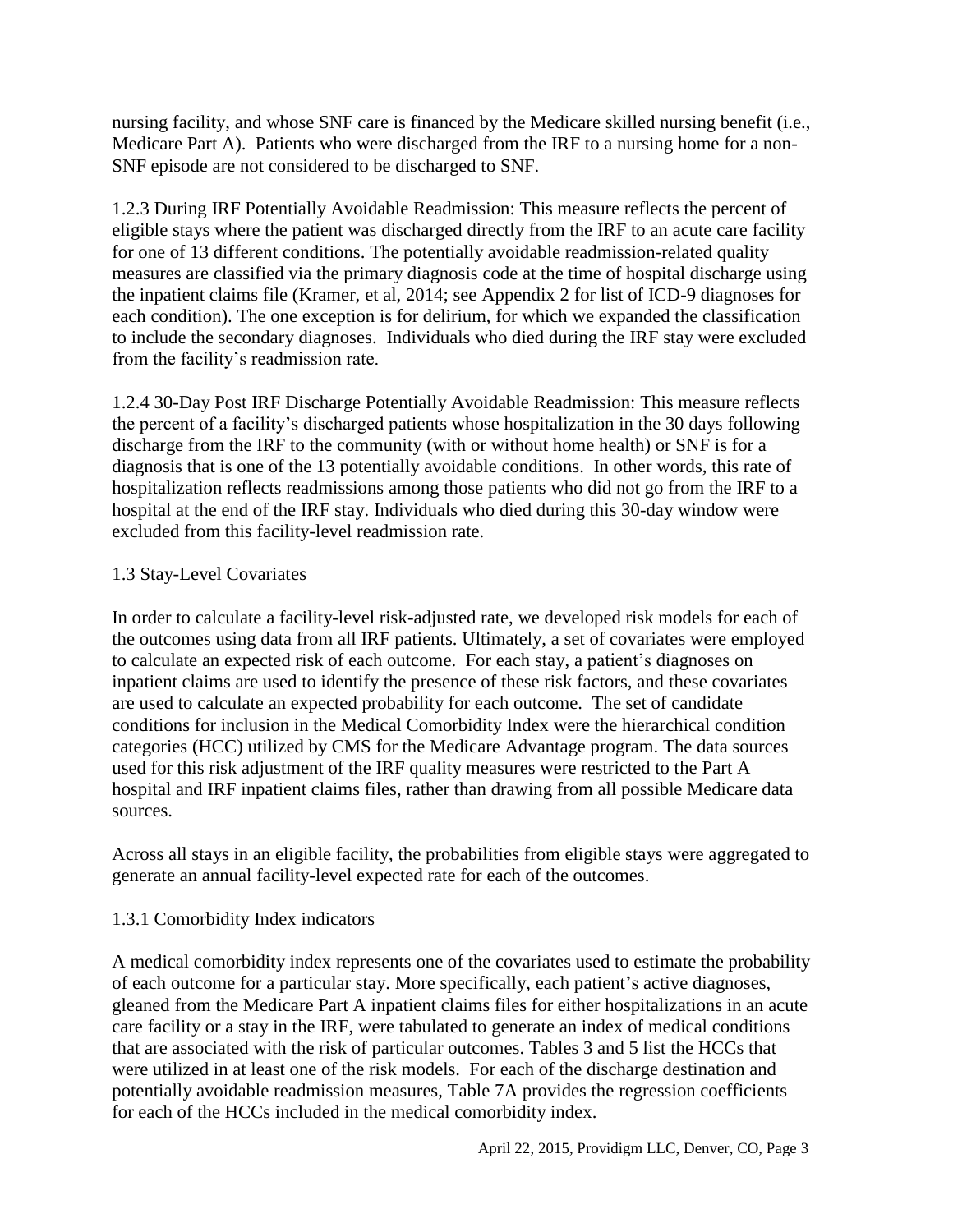nursing facility, and whose SNF care is financed by the Medicare skilled nursing benefit (i.e., Medicare Part A). Patients who were discharged from the IRF to a nursing home for a non-SNF episode are not considered to be discharged to SNF.

1.2.3 During IRF Potentially Avoidable Readmission: This measure reflects the percent of eligible stays where the patient was discharged directly from the IRF to an acute care facility for one of 13 different conditions. The potentially avoidable readmission-related quality measures are classified via the primary diagnosis code at the time of hospital discharge using the inpatient claims file (Kramer, et al, 2014; see Appendix 2 for list of ICD-9 diagnoses for each condition). The one exception is for delirium, for which we expanded the classification to include the secondary diagnoses. Individuals who died during the IRF stay were excluded from the facility's readmission rate.

1.2.4 30-Day Post IRF Discharge Potentially Avoidable Readmission: This measure reflects the percent of a facility's discharged patients whose hospitalization in the 30 days following discharge from the IRF to the community (with or without home health) or SNF is for a diagnosis that is one of the 13 potentially avoidable conditions. In other words, this rate of hospitalization reflects readmissions among those patients who did not go from the IRF to a hospital at the end of the IRF stay. Individuals who died during this 30-day window were excluded from this facility-level readmission rate.

## 1.3 Stay-Level Covariates

In order to calculate a facility-level risk-adjusted rate, we developed risk models for each of the outcomes using data from all IRF patients. Ultimately, a set of covariates were employed to calculate an expected risk of each outcome. For each stay, a patient's diagnoses on inpatient claims are used to identify the presence of these risk factors, and these covariates are used to calculate an expected probability for each outcome. The set of candidate conditions for inclusion in the Medical Comorbidity Index were the hierarchical condition categories (HCC) utilized by CMS for the Medicare Advantage program. The data sources used for this risk adjustment of the IRF quality measures were restricted to the Part A hospital and IRF inpatient claims files, rather than drawing from all possible Medicare data sources.

Across all stays in an eligible facility, the probabilities from eligible stays were aggregated to generate an annual facility-level expected rate for each of the outcomes.

### 1.3.1 Comorbidity Index indicators

A medical comorbidity index represents one of the covariates used to estimate the probability of each outcome for a particular stay. More specifically, each patient's active diagnoses, gleaned from the Medicare Part A inpatient claims files for either hospitalizations in an acute care facility or a stay in the IRF, were tabulated to generate an index of medical conditions that are associated with the risk of particular outcomes. Tables 3 and 5 list the HCCs that were utilized in at least one of the risk models. For each of the discharge destination and potentially avoidable readmission measures, Table 7A provides the regression coefficients for each of the HCCs included in the medical comorbidity index.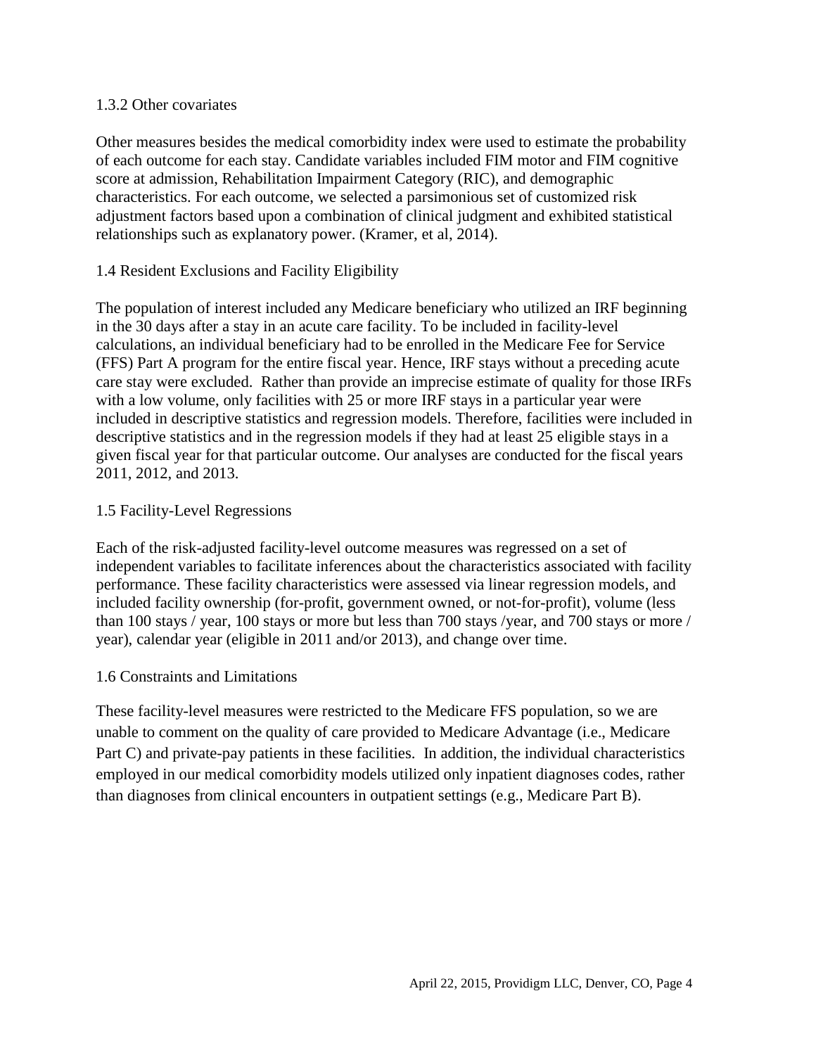### 1.3.2 Other covariates

Other measures besides the medical comorbidity index were used to estimate the probability of each outcome for each stay. Candidate variables included FIM motor and FIM cognitive score at admission, Rehabilitation Impairment Category (RIC), and demographic characteristics. For each outcome, we selected a parsimonious set of customized risk adjustment factors based upon a combination of clinical judgment and exhibited statistical relationships such as explanatory power. (Kramer, et al, 2014).

## 1.4 Resident Exclusions and Facility Eligibility

The population of interest included any Medicare beneficiary who utilized an IRF beginning in the 30 days after a stay in an acute care facility. To be included in facility-level calculations, an individual beneficiary had to be enrolled in the Medicare Fee for Service (FFS) Part A program for the entire fiscal year. Hence, IRF stays without a preceding acute care stay were excluded. Rather than provide an imprecise estimate of quality for those IRFs with a low volume, only facilities with 25 or more IRF stays in a particular year were included in descriptive statistics and regression models. Therefore, facilities were included in descriptive statistics and in the regression models if they had at least 25 eligible stays in a given fiscal year for that particular outcome. Our analyses are conducted for the fiscal years 2011, 2012, and 2013.

## 1.5 Facility-Level Regressions

Each of the risk-adjusted facility-level outcome measures was regressed on a set of independent variables to facilitate inferences about the characteristics associated with facility performance. These facility characteristics were assessed via linear regression models, and included facility ownership (for-profit, government owned, or not-for-profit), volume (less than 100 stays / year, 100 stays or more but less than 700 stays /year, and 700 stays or more / year), calendar year (eligible in 2011 and/or 2013), and change over time.

## 1.6 Constraints and Limitations

These facility-level measures were restricted to the Medicare FFS population, so we are unable to comment on the quality of care provided to Medicare Advantage (i.e., Medicare Part C) and private-pay patients in these facilities. In addition, the individual characteristics employed in our medical comorbidity models utilized only inpatient diagnoses codes, rather than diagnoses from clinical encounters in outpatient settings (e.g., Medicare Part B).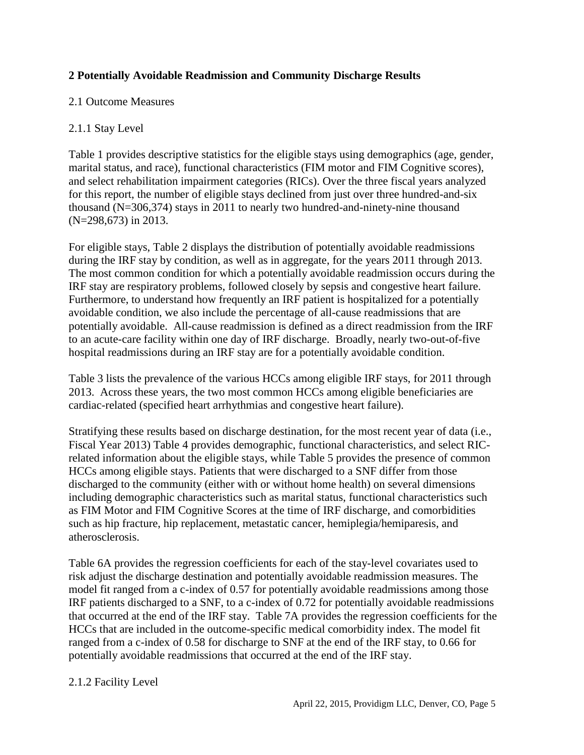## 2 Potentially Avoidable Readmission and Community Discharge Results

### 2.1 Outcome Measures

#### 2.1.1 Stay Level

Table 1 provides descriptive statistics for the eligible stays using demographics (age, gender, marital status, and race), functional characteristics (FIM motor and FIM Cognitive scores), and select rehabilitation impairment categories (RICs). Over the three fiscal years analyzed for this report, the number of eligible stays declined from just over three hundred-and-six thousand (N=306,374) stays in 2011 to nearly two hundred-and-ninety-nine thousand (N=298,673) in 2013.

For eligible stays, Table 2 displays the distribution of potentially avoidable readmissions during the IRF stay by condition, as well as in aggregate, for the years 2011 through 2013. The most common condition for which a potentially avoidable readmission occurs during the IRF stay are respiratory problems, followed closely by sepsis and congestive heart failure. Furthermore, to understand how frequently an IRF patient is hospitalized for a potentially avoidable condition, we also include the percentage of all-cause readmissions that are potentially avoidable. All-cause readmission is defined as a direct readmission from the IRF to an acute-care facility within one day of IRF discharge. Broadly, nearly two-out-of-five hospital readmissions during an IRF stay are for a potentially avoidable condition.

Table 3 lists the prevalence of the various HCCs among eligible IRF stays, for 2011 through 2013. Across these years, the two most common HCCs among eligible beneficiaries are cardiac-related (specified heart arrhythmias and congestive heart failure).

Stratifying these results based on discharge destination, for the most recent year of data (i.e., Fiscal Year 2013) Table 4 provides demographic, functional characteristics, and select RIC-related information about the eligible stays, while Table 5 provides the presence of common HCCs among eligible stays. Patients that were discharged to a SNF differ from those discharged to the community (either with or without home health) on several dimensions including demographic characteristics such as marital status, functional characteristics such as FIM Motor and FIM Cognitive Scores at the time of IRF discharge, and comorbidities such as hip fracture, hip replacement, metastatic cancer, hemiplegia/hemiparesis, and atherosclerosis.

Table 6A provides the regression coefficients for each of the stay-level covariates used to risk adjust the discharge destination and potentially avoidable readmission measures. The model fit ranged from a c-index of 0.57 for potentially avoidable readmissions among those IRF patients discharged to a SNF, to a c-index of 0.72 for potentially avoidable readmissions that occurred at the end of the IRF stay. Table 7A provides the regression coefficients for the HCCs that are included in the outcome-specific medical comorbidity index. The model fit ranged from a c-index of 0.58 for discharge to SNF at the end of the IRF stay, to 0.66 for potentially avoidable readmissions that occurred at the end of the IRF stay.

#### 2.1.2 Facility Level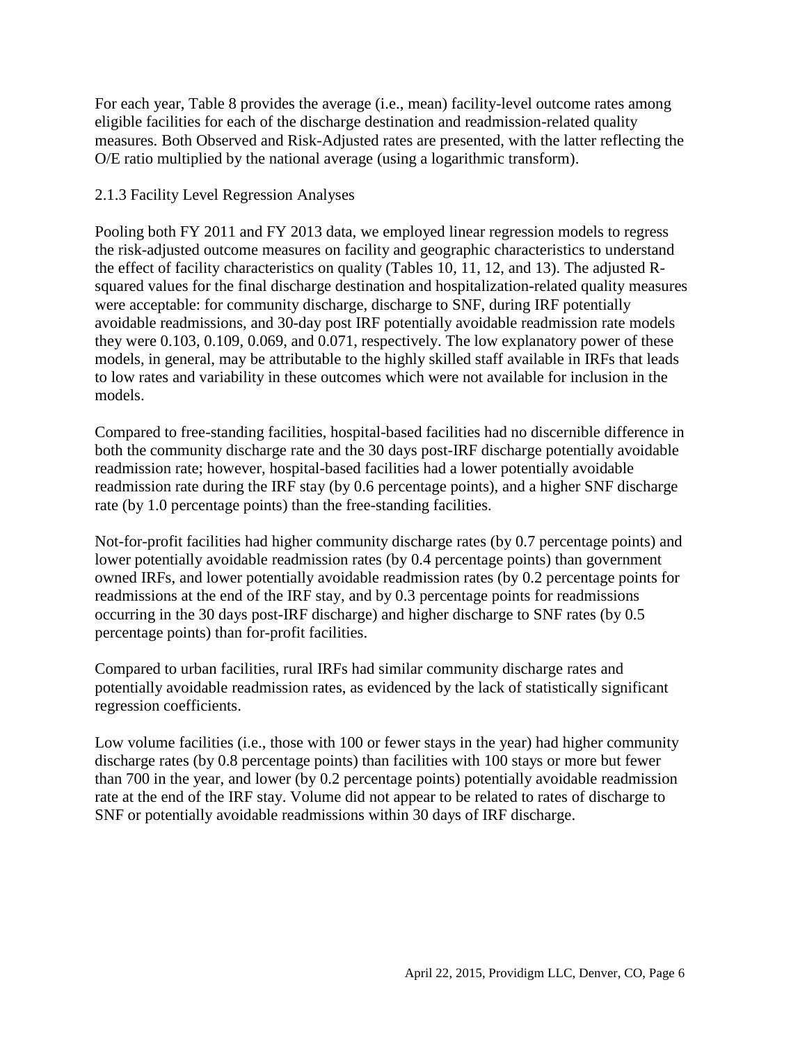For each year, Table 8 provides the average (i.e., mean) facility-level outcome rates among eligible facilities for each of the discharge destination and readmission-related quality measures. Both Observed and Risk-Adjusted rates are presented, with the latter reflecting the O/E ratio multiplied by the national average (using a logarithmic transform).

### 2.1.3 Facility Level Regression Analyses

Pooling both FY 2011 and FY 2013 data, we employed linear regression models to regress the risk-adjusted outcome measures on facility and geographic characteristics to understand the effect of facility characteristics on quality (Tables 10, 11, 12, and 13). The adjusted R-squared values for the final discharge destination and hospitalization-related quality measures were acceptable: for community discharge, discharge to SNF, during IRF potentially avoidable readmissions, and 30-day post IRF potentially avoidable readmission rate models they were 0.103, 0.109, 0.069, and 0.071, respectively. The low explanatory power of these models, in general, may be attributable to the highly skilled staff available in IRFs that leads to low rates and variability in these outcomes which were not available for inclusion in the models.

Compared to free-standing facilities, hospital-based facilities had no discernible difference in both the community discharge rate and the 30 days post-IRF discharge potentially avoidable readmission rate; however, hospital-based facilities had a lower potentially avoidable readmission rate during the IRF stay (by 0.6 percentage points), and a higher SNF discharge rate (by 1.0 percentage points) than the free-standing facilities.

Not-for-profit facilities had higher community discharge rates (by 0.7 percentage points) and lower potentially avoidable readmission rates (by 0.4 percentage points) than government owned IRFs, and lower potentially avoidable readmission rates (by 0.2 percentage points for readmissions at the end of the IRF stay, and by 0.3 percentage points for readmissions occurring in the 30 days post-IRF discharge) and higher discharge to SNF rates (by 0.5 percentage points) than for-profit facilities.

Compared to urban facilities, rural IRFs had similar community discharge rates and potentially avoidable readmission rates, as evidenced by the lack of statistically significant regression coefficients.

Low volume facilities (i.e., those with 100 or fewer stays in the year) had higher community discharge rates (by 0.8 percentage points) than facilities with 100 stays or more but fewer than 700 in the year, and lower (by 0.2 percentage points) potentially avoidable readmission rate at the end of the IRF stay. Volume did not appear to be related to rates of discharge to SNF or potentially avoidable readmissions within 30 days of IRF discharge.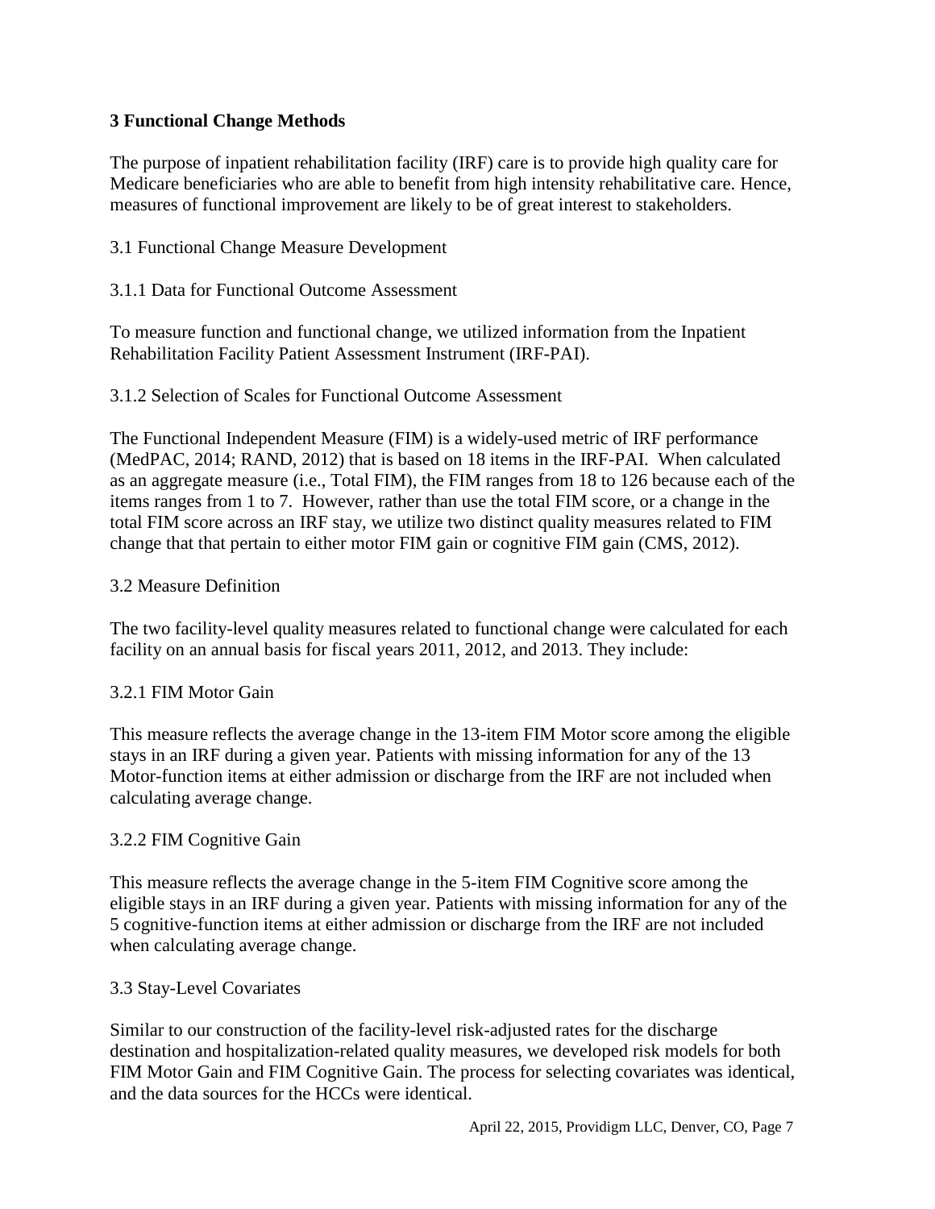## 3 Functional Change Methods

The purpose of inpatient rehabilitation facility (IRF) care is to provide high quality care for Medicare beneficiaries who are able to benefit from high intensity rehabilitative care. Hence, measures of functional improvement are likely to be of great interest to stakeholders.

### 3.1 Functional Change Measure Development

#### 3.1.1 Data for Functional Outcome Assessment

To measure function and functional change, we utilized information from the Inpatient Rehabilitation Facility Patient Assessment Instrument (IRF-PAI).

#### 3.1.2 Selection of Scales for Functional Outcome Assessment

The Functional Independent Measure (FIM) is a widely-used metric of IRF performance (MedPAC, 2014; RAND, 2012) that is based on 18 items in the IRF-PAI. When calculated as an aggregate measure (i.e., Total FIM), the FIM ranges from 18 to 126 because each of the items ranges from 1 to 7. However, rather than use the total FIM score, or a change in the total FIM score across an IRF stay, we utilize two distinct quality measures related to FIM change that that pertain to either motor FIM gain or cognitive FIM gain (CMS, 2012).

### 3.2 Measure Definition

The two facility-level quality measures related to functional change were calculated for each facility on an annual basis for fiscal years 2011, 2012, and 2013. They include:

#### 3.2.1 FIM Motor Gain

This measure reflects the average change in the 13-item FIM Motor score among the eligible stays in an IRF during a given year. Patients with missing information for any of the 13 Motor-function items at either admission or discharge from the IRF are not included when calculating average change.

#### 3.2.2 FIM Cognitive Gain

This measure reflects the average change in the 5-item FIM Cognitive score among the eligible stays in an IRF during a given year. Patients with missing information for any of the 5 cognitive-function items at either admission or discharge from the IRF are not included when calculating average change.

### 3.3 Stay-Level Covariates

Similar to our construction of the facility-level risk-adjusted rates for the discharge destination and hospitalization-related quality measures, we developed risk models for both FIM Motor Gain and FIM Cognitive Gain. The process for selecting covariates was identical, and the data sources for the HCCs were identical.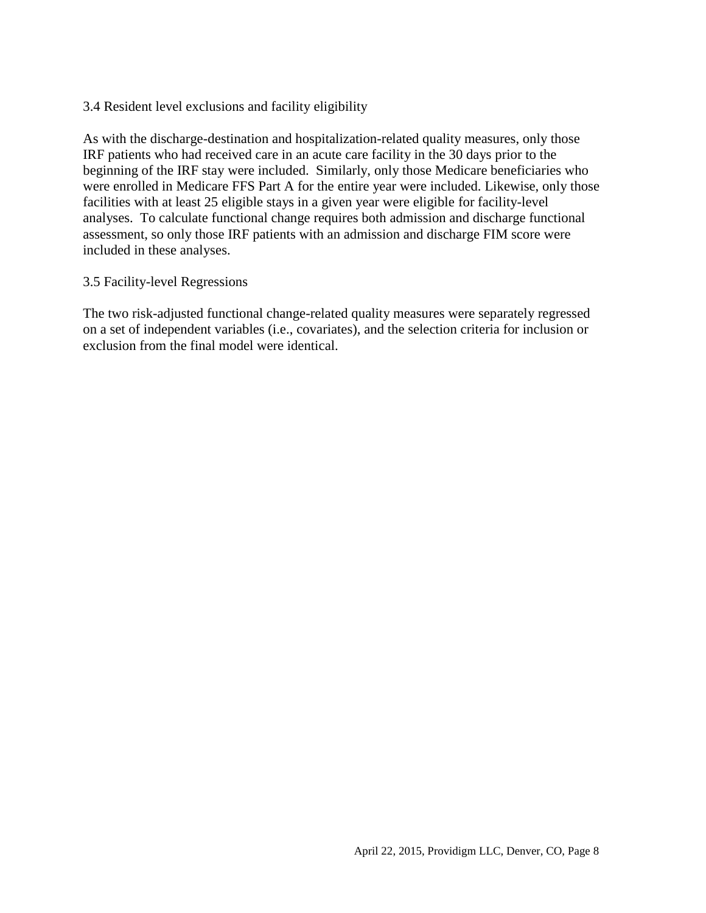### 3.4 Resident level exclusions and facility eligibility

As with the discharge-destination and hospitalization-related quality measures, only those IRF patients who had received care in an acute care facility in the 30 days prior to the beginning of the IRF stay were included. Similarly, only those Medicare beneficiaries who were enrolled in Medicare FFS Part A for the entire year were included. Likewise, only those facilities with at least 25 eligible stays in a given year were eligible for facility-level analyses. To calculate functional change requires both admission and discharge functional assessment, so only those IRF patients with an admission and discharge FIM score were included in these analyses.

### 3.5 Facility-level Regressions

The two risk-adjusted functional change-related quality measures were separately regressed on a set of independent variables (i.e., covariates), and the selection criteria for inclusion or exclusion from the final model were identical.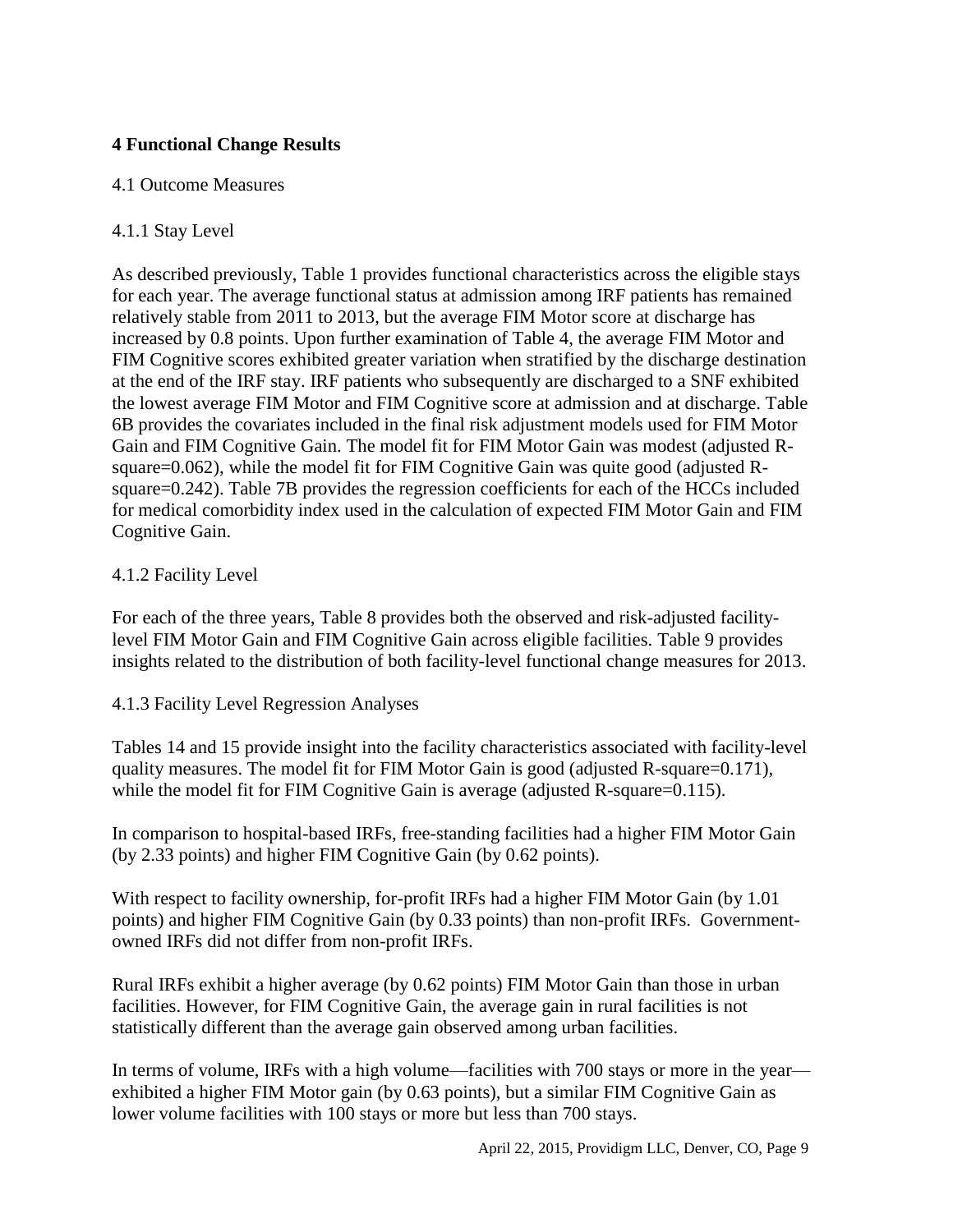## 4 Functional Change Results

4.1 Outcome Measures

4.1.1 Stay Level

As described previously, Table 1 provides functional characteristics across the eligible stays for each year. The average functional status at admission among IRF patients has remained relatively stable from 2011 to 2013, but the average FIM Motor score at discharge has increased by 0.8 points. Upon further examination of Table 4, the average FIM Motor and FIM Cognitive scores exhibited greater variation when stratified by the discharge destination at the end of the IRF stay. IRF patients who subsequently are discharged to a SNF exhibited the lowest average FIM Motor and FIM Cognitive score at admission and at discharge. Table 6B provides the covariates included in the final risk adjustment models used for FIM Motor Gain and FIM Cognitive Gain. The model fit for FIM Motor Gain was modest (adjusted R-square=0.062), while the model fit for FIM Cognitive Gain was quite good (adjusted R-square=0.242). Table 7B provides the regression coefficients for each of the HCCs included for medical comorbidity index used in the calculation of expected FIM Motor Gain and FIM Cognitive Gain.

4.1.2 Facility Level

For each of the three years, Table 8 provides both the observed and risk-adjusted facility-level FIM Motor Gain and FIM Cognitive Gain across eligible facilities. Table 9 provides insights related to the distribution of both facility-level functional change measures for 2013.

4.1.3 Facility Level Regression Analyses

Tables 14 and 15 provide insight into the facility characteristics associated with facility-level quality measures. The model fit for FIM Motor Gain is good (adjusted R-square=0.171), while the model fit for FIM Cognitive Gain is average (adjusted R-square=0.115).

In comparison to hospital-based IRFs, free-standing facilities had a higher FIM Motor Gain (by 2.33 points) and higher FIM Cognitive Gain (by 0.62 points).

With respect to facility ownership, for-profit IRFs had a higher FIM Motor Gain (by 1.01 points) and higher FIM Cognitive Gain (by 0.33 points) than non-profit IRFs. Government-owned IRFs did not differ from non-profit IRFs.

Rural IRFs exhibit a higher average (by 0.62 points) FIM Motor Gain than those in urban facilities. However, for FIM Cognitive Gain, the average gain in rural facilities is not statistically different than the average gain observed among urban facilities.

In terms of volume, IRFs with a high volume—facilities with 700 stays or more in the year—exhibited a higher FIM Motor gain (by 0.63 points), but a similar FIM Cognitive Gain as lower volume facilities with 100 stays or more but less than 700 stays.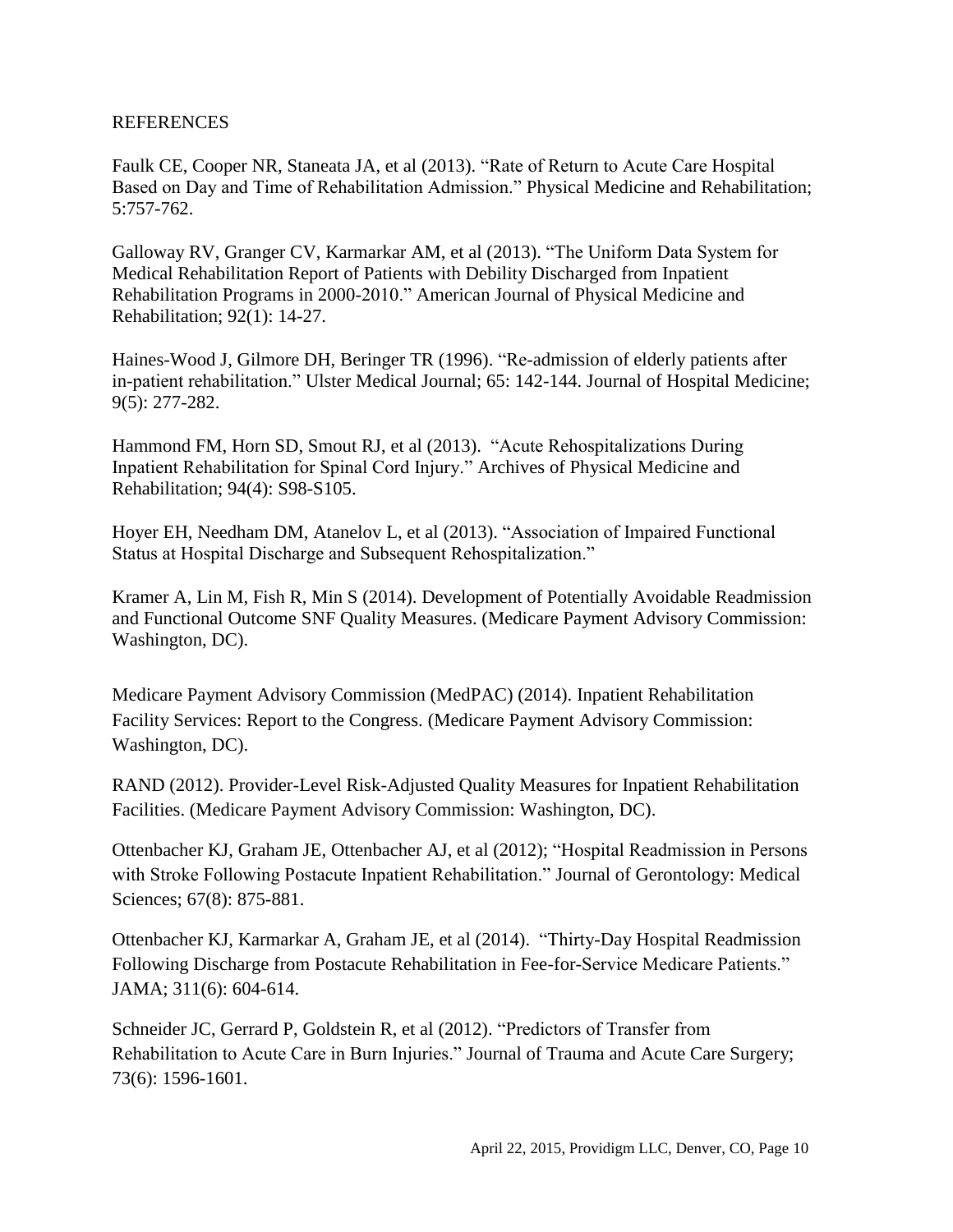## REFERENCES

Faulk CE, Cooper NR, Staneata JA, et al (2013). "Rate of Return to Acute Care Hospital Based on Day and Time of Rehabilitation Admission." Physical Medicine and Rehabilitation; 5:757-762.

Galloway RV, Granger CV, Karmarkar AM, et al (2013). "The Uniform Data System for Medical Rehabilitation Report of Patients with Debility Discharged from Inpatient Rehabilitation Programs in 2000-2010." American Journal of Physical Medicine and Rehabilitation; 92(1): 14-27.

Haines-Wood J, Gilmore DH, Beringer TR (1996). "Re-admission of elderly patients after in-patient rehabilitation." Ulster Medical Journal; 65: 142-144. Journal of Hospital Medicine; 9(5): 277-282.

Hammond FM, Horn SD, Smout RJ, et al (2013). "Acute Rehospitalizations During Inpatient Rehabilitation for Spinal Cord Injury." Archives of Physical Medicine and Rehabilitation; 94(4): S98-S105.

Hoyer EH, Needham DM, Atanelov L, et al (2013). "Association of Impaired Functional Status at Hospital Discharge and Subsequent Rehospitalization."

Kramer A, Lin M, Fish R, Min S (2014). Development of Potentially Avoidable Readmission and Functional Outcome SNF Quality Measures. (Medicare Payment Advisory Commission: Washington, DC).

Medicare Payment Advisory Commission (MedPAC) (2014). Inpatient Rehabilitation Facility Services: Report to the Congress. (Medicare Payment Advisory Commission: Washington, DC).

RAND (2012). Provider-Level Risk-Adjusted Quality Measures for Inpatient Rehabilitation Facilities. (Medicare Payment Advisory Commission: Washington, DC).

Ottenbacher KJ, Graham JE, Ottenbacher AJ, et al (2012); "Hospital Readmission in Persons with Stroke Following Postacute Inpatient Rehabilitation." Journal of Gerontology: Medical Sciences; 67(8): 875-881.

Ottenbacher KJ, Karmarkar A, Graham JE, et al (2014). "Thirty-Day Hospital Readmission Following Discharge from Postacute Rehabilitation in Fee-for-Service Medicare Patients." JAMA; 311(6): 604-614.

Schneider JC, Gerrard P, Goldstein R, et al (2012). "Predictors of Transfer from Rehabilitation to Acute Care in Burn Injuries." Journal of Trauma and Acute Care Surgery; 73(6): 1596-1601.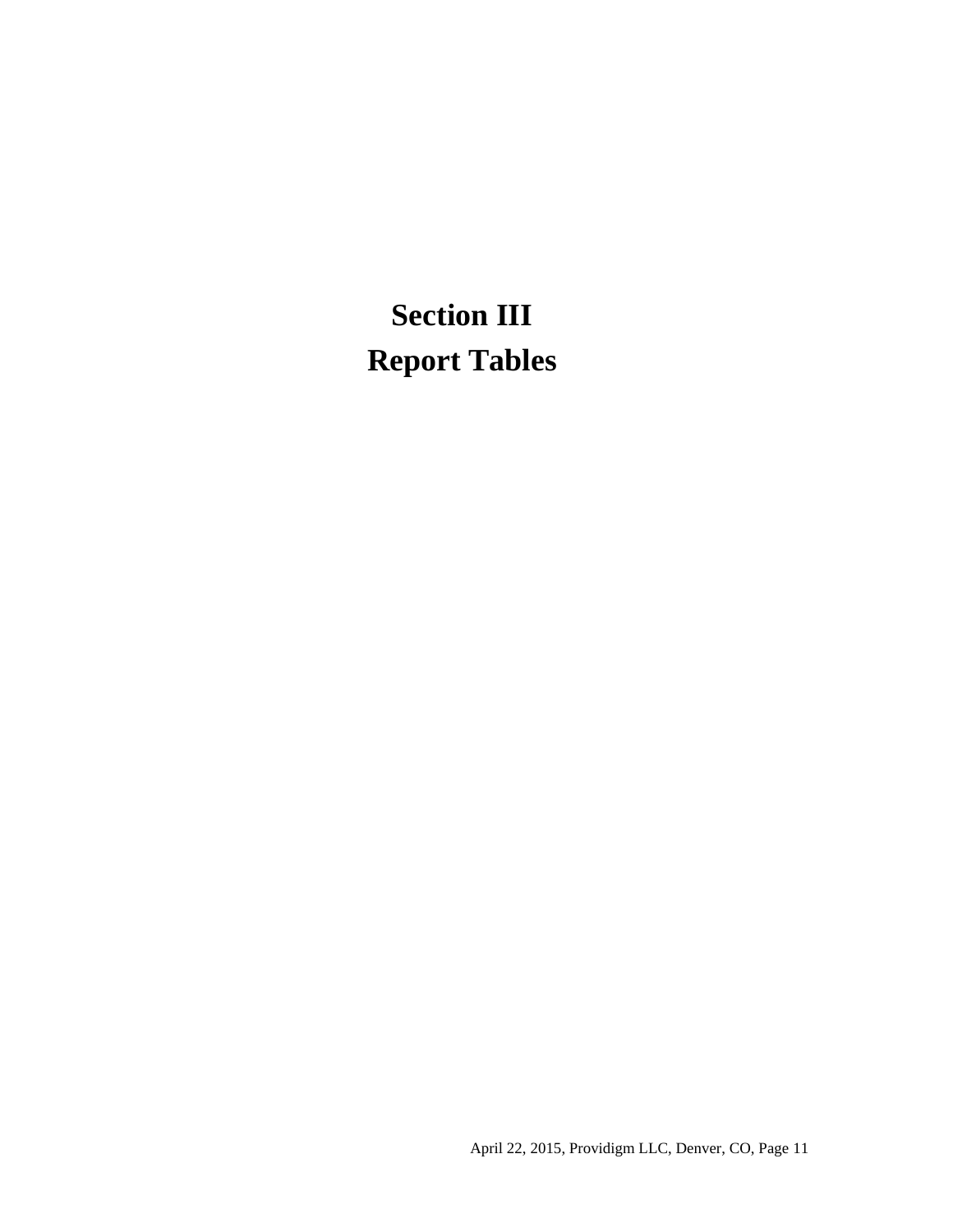# Section III
# Report Tables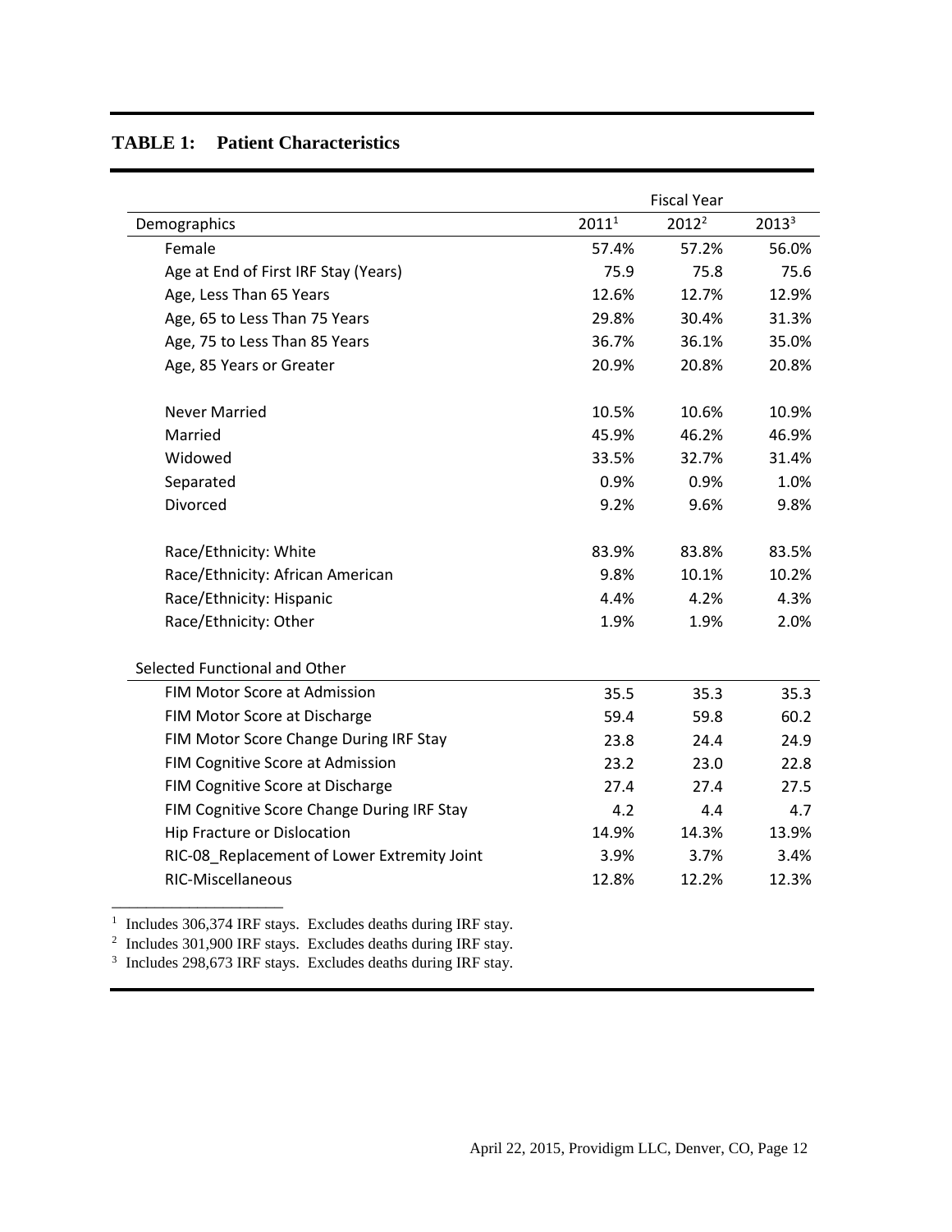## TABLE 1: Patient Characteristics

| | Fiscal Year | | |
|---|---|---|---|
| Demographics | 2011[1] | 2012[2] | 2013[3] |
| Female | 57.4% | 57.2% | 56.0% |
| Age at End of First IRF Stay (Years) | 75.9 | 75.8 | 75.6 |
| Age, Less Than 65 Years | 12.6% | 12.7% | 12.9% |
| Age, 65 to Less Than 75 Years | 29.8% | 30.4% | 31.3% |
| Age, 75 to Less Than 85 Years | 36.7% | 36.1% | 35.0% |
| Age, 85 Years or Greater | 20.9% | 20.8% | 20.8% |
| Never Married | 10.5% | 10.6% | 10.9% |
| Married | 45.9% | 46.2% | 46.9% |
| Widowed | 33.5% | 32.7% | 31.4% |
| Separated | 0.9% | 0.9% | 1.0% |
| Divorced | 9.2% | 9.6% | 9.8% |
| Race/Ethnicity: White | 83.9% | 83.8% | 83.5% |
| Race/Ethnicity: African American | 9.8% | 10.1% | 10.2% |
| Race/Ethnicity: Hispanic | 4.4% | 4.2% | 4.3% |
| Race/Ethnicity: Other | 1.9% | 1.9% | 2.0% |
| **Selected Functional and Other** | | | |
| FIM Motor Score at Admission | 35.5 | 35.3 | 35.3 |
| FIM Motor Score at Discharge | 59.4 | 59.8 | 60.2 |
| FIM Motor Score Change During IRF Stay | 23.8 | 24.4 | 24.9 |
| FIM Cognitive Score at Admission | 23.2 | 23.0 | 22.8 |
| FIM Cognitive Score at Discharge | 27.4 | 27.4 | 27.5 |
| FIM Cognitive Score Change During IRF Stay | 4.2 | 4.4 | 4.7 |
| Hip Fracture or Dislocation | 14.9% | 14.3% | 13.9% |
| RIC-08_Replacement of Lower Extremity Joint | 3.9% | 3.7% | 3.4% |
| RIC-Miscellaneous | 12.8% | 12.2% | 12.3% |

[1] Includes 306,374 IRF stays. Excludes deaths during IRF stay.
[2] Includes 301,900 IRF stays. Excludes deaths during IRF stay.
[3] Includes 298,673 IRF stays. Excludes deaths during IRF stay.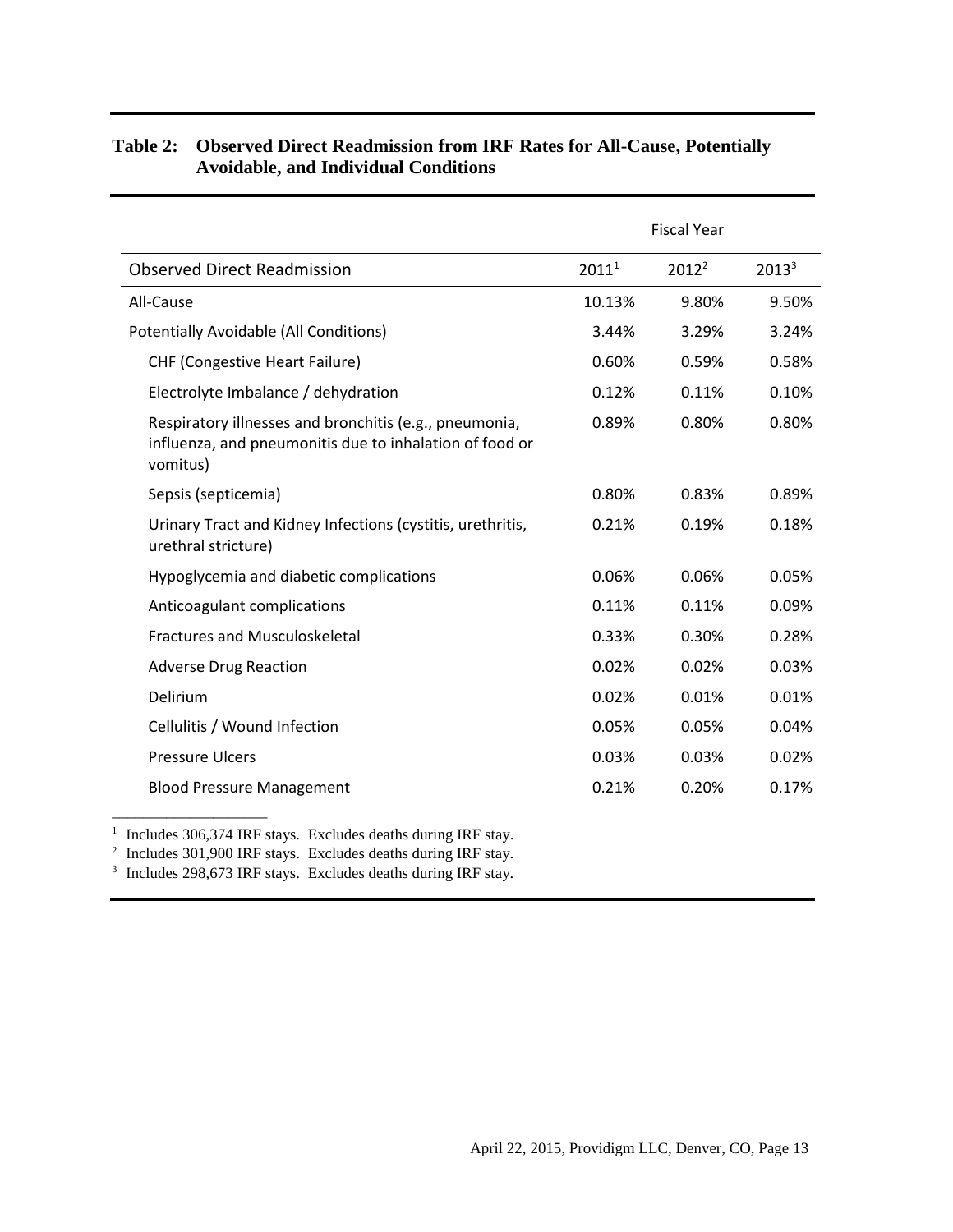**Table 2: Observed Direct Readmission from IRF Rates for All-Cause, Potentially Avoidable, and Individual Conditions**

| | Fiscal Year | | |
|---|---|---|---|
| Observed Direct Readmission | 2011[1] | 2012[2] | 2013[3] |
| All-Cause | 10.13% | 9.80% | 9.50% |
| Potentially Avoidable (All Conditions) | 3.44% | 3.29% | 3.24% |
| CHF (Congestive Heart Failure) | 0.60% | 0.59% | 0.58% |
| Electrolyte Imbalance / dehydration | 0.12% | 0.11% | 0.10% |
| Respiratory illnesses and bronchitis (e.g., pneumonia, influenza, and pneumonitis due to inhalation of food or vomitus) | 0.89% | 0.80% | 0.80% |
| Sepsis (septicemia) | 0.80% | 0.83% | 0.89% |
| Urinary Tract and Kidney Infections (cystitis, urethritis, urethral stricture) | 0.21% | 0.19% | 0.18% |
| Hypoglycemia and diabetic complications | 0.06% | 0.06% | 0.05% |
| Anticoagulant complications | 0.11% | 0.11% | 0.09% |
| Fractures and Musculoskeletal | 0.33% | 0.30% | 0.28% |
| Adverse Drug Reaction | 0.02% | 0.02% | 0.03% |
| Delirium | 0.02% | 0.01% | 0.01% |
| Cellulitis / Wound Infection | 0.05% | 0.05% | 0.04% |
| Pressure Ulcers | 0.03% | 0.03% | 0.02% |
| Blood Pressure Management | 0.21% | 0.20% | 0.17% |

[1] Includes 306,374 IRF stays. Excludes deaths during IRF stay.
[2] Includes 301,900 IRF stays. Excludes deaths during IRF stay.
[3] Includes 298,673 IRF stays. Excludes deaths during IRF stay.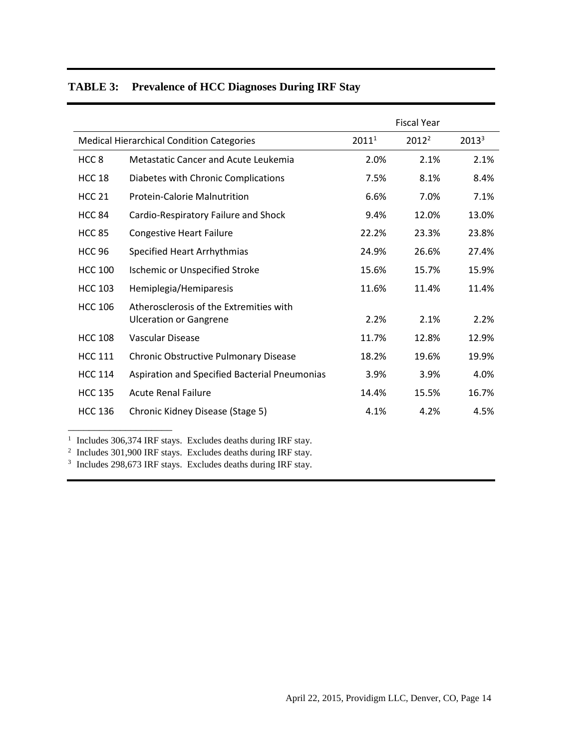**TABLE 3: Prevalence of HCC Diagnoses During IRF Stay**

| Medical Hierarchical Condition Categories | | Fiscal Year | | |
|---|---|---|---|---|
| | | 2011[1] | 2012[2] | 2013[3] |
| HCC 8 | Metastatic Cancer and Acute Leukemia | 2.0% | 2.1% | 2.1% |
| HCC 18 | Diabetes with Chronic Complications | 7.5% | 8.1% | 8.4% |
| HCC 21 | Protein-Calorie Malnutrition | 6.6% | 7.0% | 7.1% |
| HCC 84 | Cardio-Respiratory Failure and Shock | 9.4% | 12.0% | 13.0% |
| HCC 85 | Congestive Heart Failure | 22.2% | 23.3% | 23.8% |
| HCC 96 | Specified Heart Arrhythmias | 24.9% | 26.6% | 27.4% |
| HCC 100 | Ischemic or Unspecified Stroke | 15.6% | 15.7% | 15.9% |
| HCC 103 | Hemiplegia/Hemiparesis | 11.6% | 11.4% | 11.4% |
| HCC 106 | Atherosclerosis of the Extremities with Ulceration or Gangrene | 2.2% | 2.1% | 2.2% |
| HCC 108 | Vascular Disease | 11.7% | 12.8% | 12.9% |
| HCC 111 | Chronic Obstructive Pulmonary Disease | 18.2% | 19.6% | 19.9% |
| HCC 114 | Aspiration and Specified Bacterial Pneumonias | 3.9% | 3.9% | 4.0% |
| HCC 135 | Acute Renal Failure | 14.4% | 15.5% | 16.7% |
| HCC 136 | Chronic Kidney Disease (Stage 5) | 4.1% | 4.2% | 4.5% |

[1] Includes 306,374 IRF stays. Excludes deaths during IRF stay.
[2] Includes 301,900 IRF stays. Excludes deaths during IRF stay.
[3] Includes 298,673 IRF stays. Excludes deaths during IRF stay.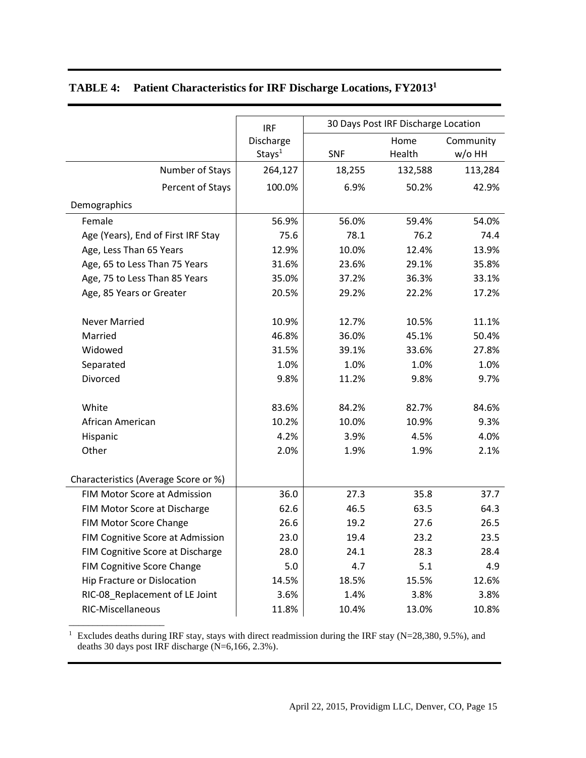**TABLE 4: Patient Characteristics for IRF Discharge Locations, FY2013[1]**

| | IRF Discharge Stays[1] | 30 Days Post IRF Discharge Location | | |
|---|---|---|---|---|
| | | SNF | Home Health | Community w/o HH |
| Number of Stays | 264,127 | 18,255 | 132,588 | 113,284 |
| Percent of Stays | 100.0% | 6.9% | 50.2% | 42.9% |
| Demographics | | | | |
| Female | 56.9% | 56.0% | 59.4% | 54.0% |
| Age (Years), End of First IRF Stay | 75.6 | 78.1 | 76.2 | 74.4 |
| Age, Less Than 65 Years | 12.9% | 10.0% | 12.4% | 13.9% |
| Age, 65 to Less Than 75 Years | 31.6% | 23.6% | 29.1% | 35.8% |
| Age, 75 to Less Than 85 Years | 35.0% | 37.2% | 36.3% | 33.1% |
| Age, 85 Years or Greater | 20.5% | 29.2% | 22.2% | 17.2% |
| Never Married | 10.9% | 12.7% | 10.5% | 11.1% |
| Married | 46.8% | 36.0% | 45.1% | 50.4% |
| Widowed | 31.5% | 39.1% | 33.6% | 27.8% |
| Separated | 1.0% | 1.0% | 1.0% | 1.0% |
| Divorced | 9.8% | 11.2% | 9.8% | 9.7% |
| White | 83.6% | 84.2% | 82.7% | 84.6% |
| African American | 10.2% | 10.0% | 10.9% | 9.3% |
| Hispanic | 4.2% | 3.9% | 4.5% | 4.0% |
| Other | 2.0% | 1.9% | 1.9% | 2.1% |
| Characteristics (Average Score or %) | | | | |
| FIM Motor Score at Admission | 36.0 | 27.3 | 35.8 | 37.7 |
| FIM Motor Score at Discharge | 62.6 | 46.5 | 63.5 | 64.3 |
| FIM Motor Score Change | 26.6 | 19.2 | 27.6 | 26.5 |
| FIM Cognitive Score at Admission | 23.0 | 19.4 | 23.2 | 23.5 |
| FIM Cognitive Score at Discharge | 28.0 | 24.1 | 28.3 | 28.4 |
| FIM Cognitive Score Change | 5.0 | 4.7 | 5.1 | 4.9 |
| Hip Fracture or Dislocation | 14.5% | 18.5% | 15.5% | 12.6% |
| RIC-08_Replacement of LE Joint | 3.6% | 1.4% | 3.8% | 3.8% |
| RIC-Miscellaneous | 11.8% | 10.4% | 13.0% | 10.8% |

[1] Excludes deaths during IRF stay, stays with direct readmission during the IRF stay (N=28,380, 9.5%), and deaths 30 days post IRF discharge (N=6,166, 2.3%).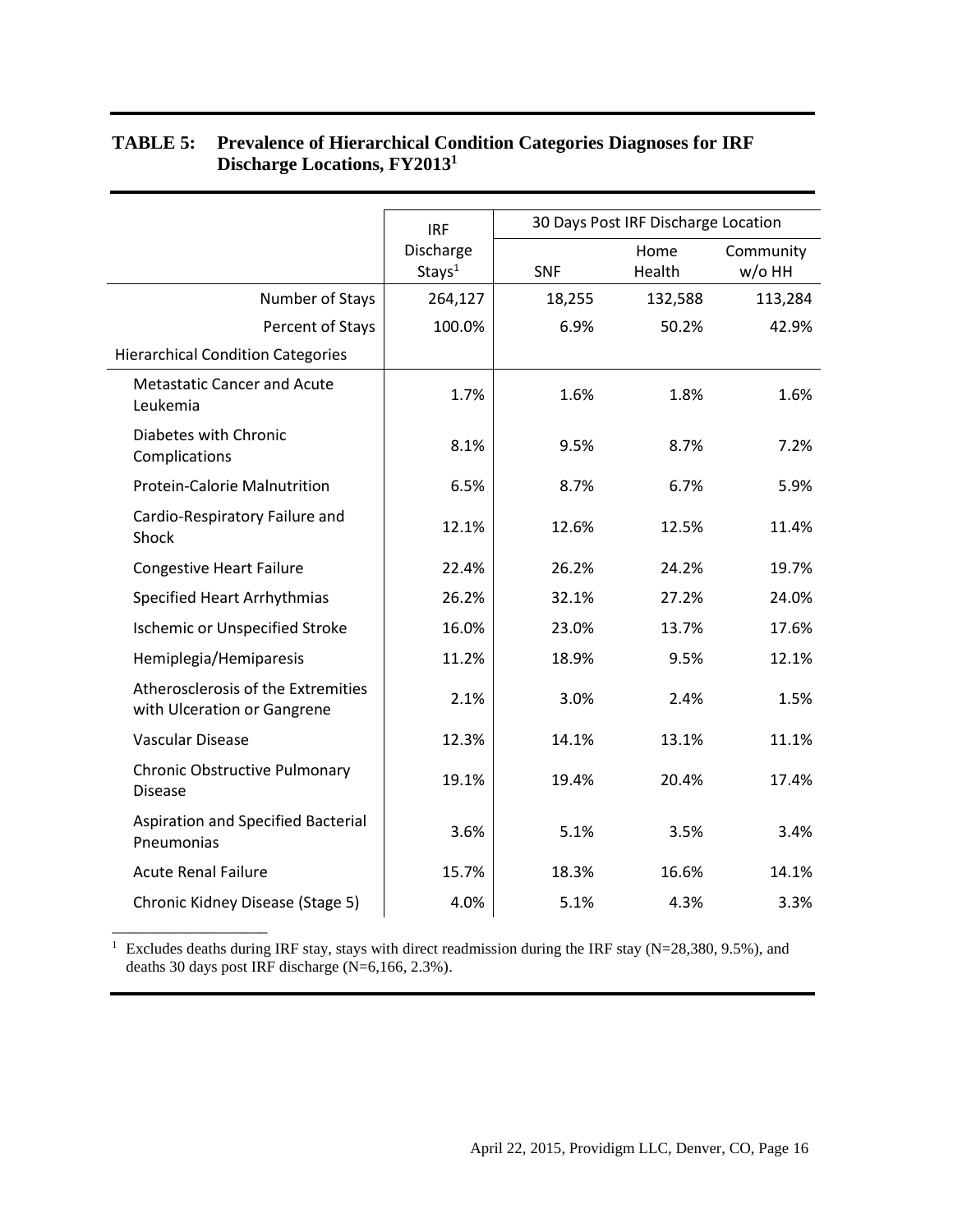**TABLE 5: Prevalence of Hierarchical Condition Categories Diagnoses for IRF Discharge Locations, FY2013[1]**

| | IRF Discharge Stays[1] | 30 Days Post IRF Discharge Location | | |
|---|---|---|---|---|
| | | SNF | Home Health | Community w/o HH |
| Number of Stays | 264,127 | 18,255 | 132,588 | 113,284 |
| Percent of Stays | 100.0% | 6.9% | 50.2% | 42.9% |
| Hierarchical Condition Categories | | | | |
| Metastatic Cancer and Acute Leukemia | 1.7% | 1.6% | 1.8% | 1.6% |
| Diabetes with Chronic Complications | 8.1% | 9.5% | 8.7% | 7.2% |
| Protein-Calorie Malnutrition | 6.5% | 8.7% | 6.7% | 5.9% |
| Cardio-Respiratory Failure and Shock | 12.1% | 12.6% | 12.5% | 11.4% |
| Congestive Heart Failure | 22.4% | 26.2% | 24.2% | 19.7% |
| Specified Heart Arrhythmias | 26.2% | 32.1% | 27.2% | 24.0% |
| Ischemic or Unspecified Stroke | 16.0% | 23.0% | 13.7% | 17.6% |
| Hemiplegia/Hemiparesis | 11.2% | 18.9% | 9.5% | 12.1% |
| Atherosclerosis of the Extremities with Ulceration or Gangrene | 2.1% | 3.0% | 2.4% | 1.5% |
| Vascular Disease | 12.3% | 14.1% | 13.1% | 11.1% |
| Chronic Obstructive Pulmonary Disease | 19.1% | 19.4% | 20.4% | 17.4% |
| Aspiration and Specified Bacterial Pneumonias | 3.6% | 5.1% | 3.5% | 3.4% |
| Acute Renal Failure | 15.7% | 18.3% | 16.6% | 14.1% |
| Chronic Kidney Disease (Stage 5) | 4.0% | 5.1% | 4.3% | 3.3% |

[1] Excludes deaths during IRF stay, stays with direct readmission during the IRF stay (N=28,380, 9.5%), and deaths 30 days post IRF discharge (N=6,166, 2.3%).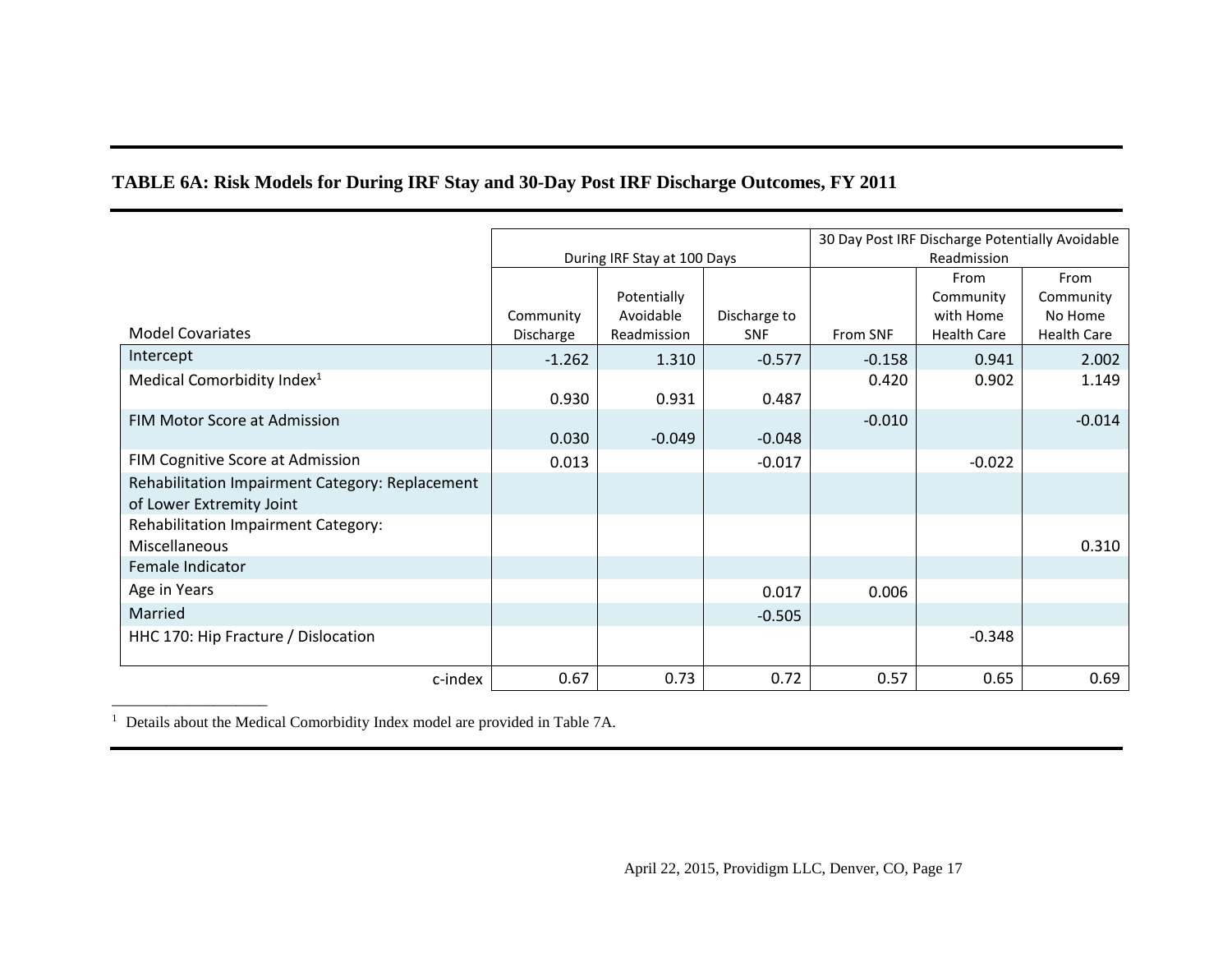**TABLE 6A: Risk Models for During IRF Stay and 30-Day Post IRF Discharge Outcomes, FY 2011**

| | During IRF Stay at 100 Days | | | 30 Day Post IRF Discharge Potentially Avoidable Readmission | | |
|---|---|---|---|---|---|---|
| Model Covariates | Community Discharge | Potentially Avoidable Readmission | Discharge to SNF | From SNF | From Community with Home Health Care | From Community No Home Health Care |
| Intercept | -1.262 | 1.310 | -0.577 | -0.158 | 0.941 | 2.002 |
| Medical Comorbidity Index[1] | 0.930 | 0.931 | 0.487 | 0.420 | 0.902 | 1.149 |
| FIM Motor Score at Admission | 0.030 | -0.049 | -0.048 | -0.010 | | -0.014 |
| FIM Cognitive Score at Admission | 0.013 | | -0.017 | | -0.022 | |
| Rehabilitation Impairment Category: Replacement of Lower Extremity Joint | | | | | | |
| Rehabilitation Impairment Category: Miscellaneous | | | | | | 0.310 |
| Female Indicator | | | | | | |
| Age in Years | | | 0.017 | 0.006 | | |
| Married | | | -0.505 | | | |
| HHC 170: Hip Fracture / Dislocation | | | | | -0.348 | |
| c-index | 0.67 | 0.73 | 0.72 | 0.57 | 0.65 | 0.69 |

[1] Details about the Medical Comorbidity Index model are provided in Table 7A.

April 22, 2015, Providigm LLC, Denver, CO, Page 17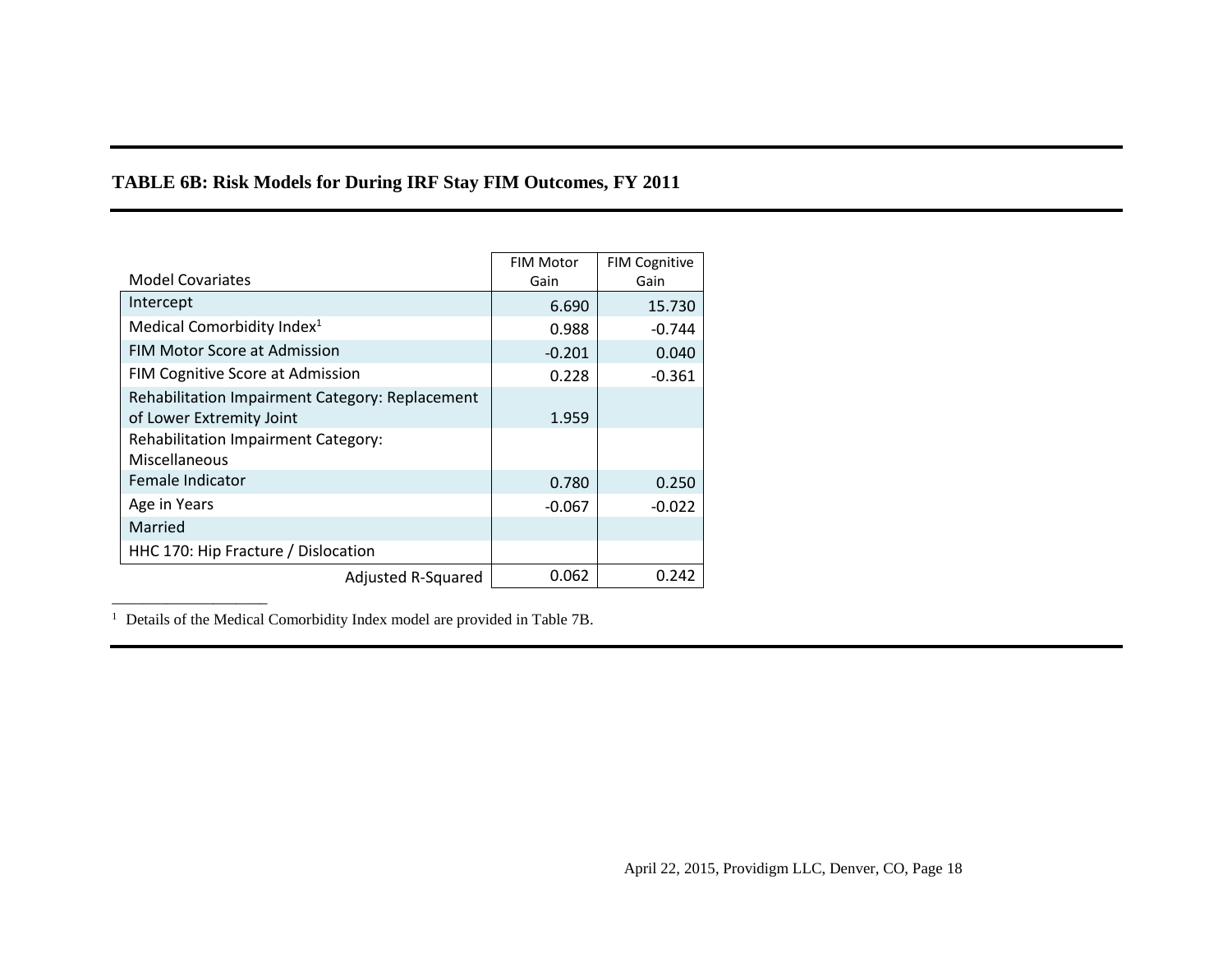**TABLE 6B: Risk Models for During IRF Stay FIM Outcomes, FY 2011**

| Model Covariates | FIM Motor Gain | FIM Cognitive Gain |
|---|---|---|
| Intercept | 6.690 | 15.730 |
| Medical Comorbidity Index[1] | 0.988 | -0.744 |
| FIM Motor Score at Admission | -0.201 | 0.040 |
| FIM Cognitive Score at Admission | 0.228 | -0.361 |
| Rehabilitation Impairment Category: Replacement of Lower Extremity Joint | 1.959 | |
| Rehabilitation Impairment Category: Miscellaneous | | |
| Female Indicator | 0.780 | 0.250 |
| Age in Years | -0.067 | -0.022 |
| Married | | |
| HHC 170: Hip Fracture / Dislocation | | |
| Adjusted R-Squared | 0.062 | 0.242 |

[1] Details of the Medical Comorbidity Index model are provided in Table 7B.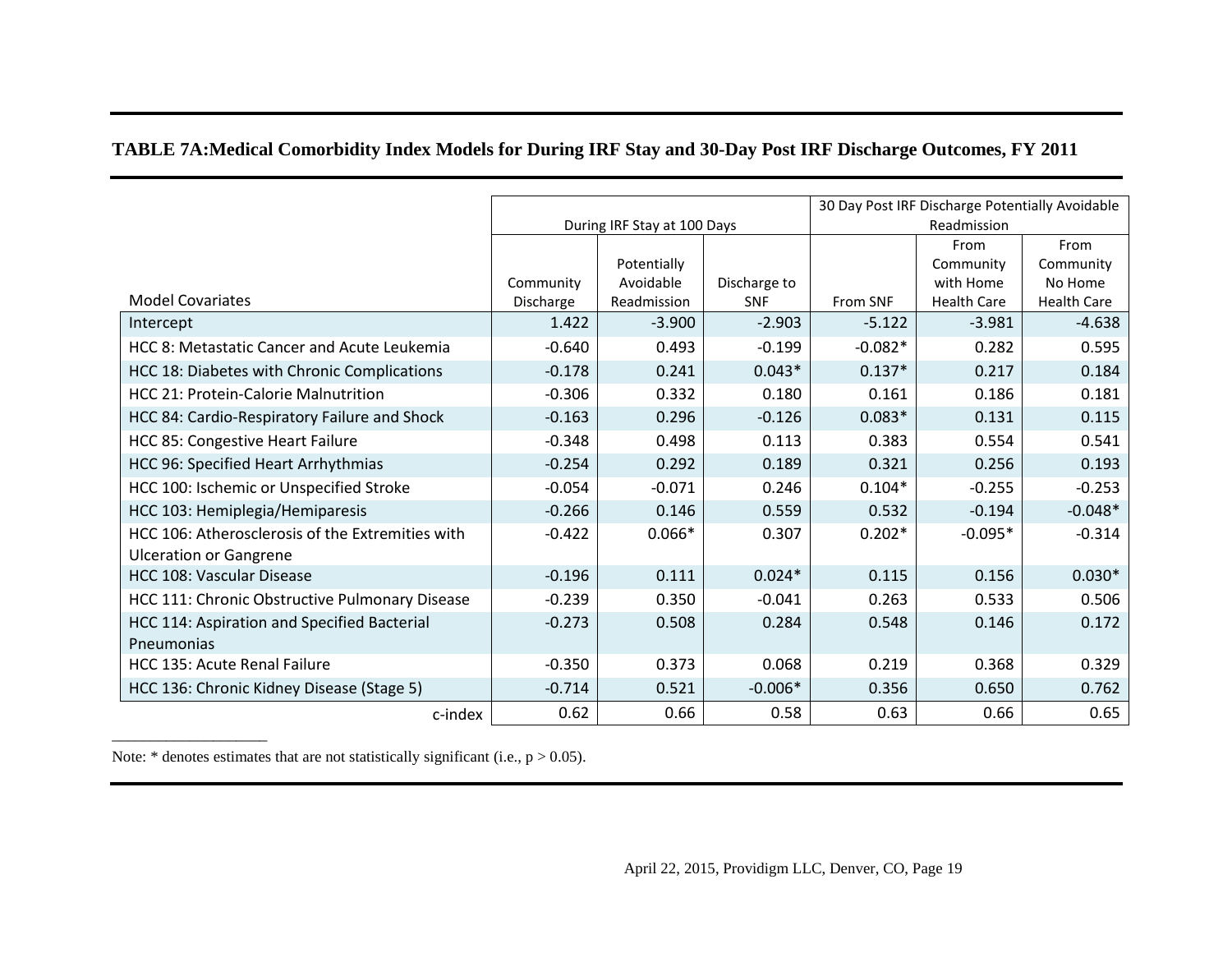**TABLE 7A:Medical Comorbidity Index Models for During IRF Stay and 30-Day Post IRF Discharge Outcomes, FY 2011**

| Model Covariates | During IRF Stay at 100 Days | | | 30 Day Post IRF Discharge Potentially Avoidable Readmission | | |
|---|---|---|---|---|---|---|
| | Community Discharge | Potentially Avoidable Readmission | Discharge to SNF | From SNF | From Community with Home Health Care | From Community No Home Health Care |
| Intercept | 1.422 | -3.900 | -2.903 | -5.122 | -3.981 | -4.638 |
| HCC 8: Metastatic Cancer and Acute Leukemia | -0.640 | 0.493 | -0.199 | -0.082* | 0.282 | 0.595 |
| HCC 18: Diabetes with Chronic Complications | -0.178 | 0.241 | 0.043* | 0.137* | 0.217 | 0.184 |
| HCC 21: Protein-Calorie Malnutrition | -0.306 | 0.332 | 0.180 | 0.161 | 0.186 | 0.181 |
| HCC 84: Cardio-Respiratory Failure and Shock | -0.163 | 0.296 | -0.126 | 0.083* | 0.131 | 0.115 |
| HCC 85: Congestive Heart Failure | -0.348 | 0.498 | 0.113 | 0.383 | 0.554 | 0.541 |
| HCC 96: Specified Heart Arrhythmias | -0.254 | 0.292 | 0.189 | 0.321 | 0.256 | 0.193 |
| HCC 100: Ischemic or Unspecified Stroke | -0.054 | -0.071 | 0.246 | 0.104* | -0.255 | -0.253 |
| HCC 103: Hemiplegia/Hemiparesis | -0.266 | 0.146 | 0.559 | 0.532 | -0.194 | -0.048* |
| HCC 106: Atherosclerosis of the Extremities with Ulceration or Gangrene | -0.422 | 0.066* | 0.307 | 0.202* | -0.095* | -0.314 |
| HCC 108: Vascular Disease | -0.196 | 0.111 | 0.024* | 0.115 | 0.156 | 0.030* |
| HCC 111: Chronic Obstructive Pulmonary Disease | -0.239 | 0.350 | -0.041 | 0.263 | 0.533 | 0.506 |
| HCC 114: Aspiration and Specified Bacterial Pneumonias | -0.273 | 0.508 | 0.284 | 0.548 | 0.146 | 0.172 |
| HCC 135: Acute Renal Failure | -0.350 | 0.373 | 0.068 | 0.219 | 0.368 | 0.329 |
| HCC 136: Chronic Kidney Disease (Stage 5) | -0.714 | 0.521 | -0.006* | 0.356 | 0.650 | 0.762 |
| c-index | 0.62 | 0.66 | 0.58 | 0.63 | 0.66 | 0.65 |

Note: * denotes estimates that are not statistically significant (i.e., $p > 0.05$).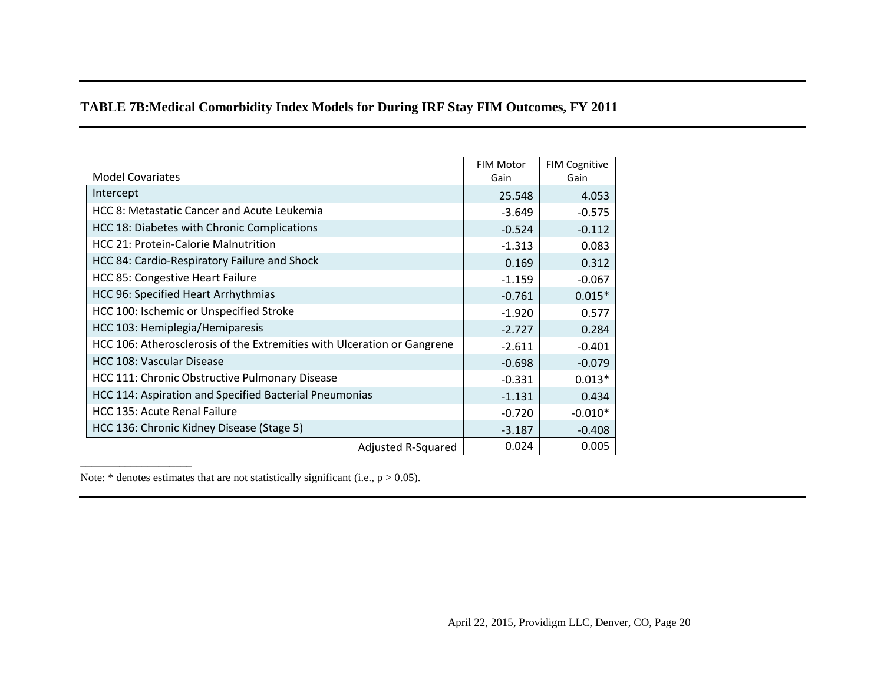**TABLE 7B:Medical Comorbidity Index Models for During IRF Stay FIM Outcomes, FY 2011**

| Model Covariates | FIM Motor Gain | FIM Cognitive Gain |
| --- | --- | --- |
| Intercept | 25.548 | 4.053 |
| HCC 8: Metastatic Cancer and Acute Leukemia | -3.649 | -0.575 |
| HCC 18: Diabetes with Chronic Complications | -0.524 | -0.112 |
| HCC 21: Protein-Calorie Malnutrition | -1.313 | 0.083 |
| HCC 84: Cardio-Respiratory Failure and Shock | 0.169 | 0.312 |
| HCC 85: Congestive Heart Failure | -1.159 | -0.067 |
| HCC 96: Specified Heart Arrhythmias | -0.761 | 0.015* |
| HCC 100: Ischemic or Unspecified Stroke | -1.920 | 0.577 |
| HCC 103: Hemiplegia/Hemiparesis | -2.727 | 0.284 |
| HCC 106: Atherosclerosis of the Extremities with Ulceration or Gangrene | -2.611 | -0.401 |
| HCC 108: Vascular Disease | -0.698 | -0.079 |
| HCC 111: Chronic Obstructive Pulmonary Disease | -0.331 | 0.013* |
| HCC 114: Aspiration and Specified Bacterial Pneumonias | -1.131 | 0.434 |
| HCC 135: Acute Renal Failure | -0.720 | -0.010* |
| HCC 136: Chronic Kidney Disease (Stage 5) | -3.187 | -0.408 |
| Adjusted R-Squared | 0.024 | 0.005 |

Note: * denotes estimates that are not statistically significant (i.e., $p > 0.05$).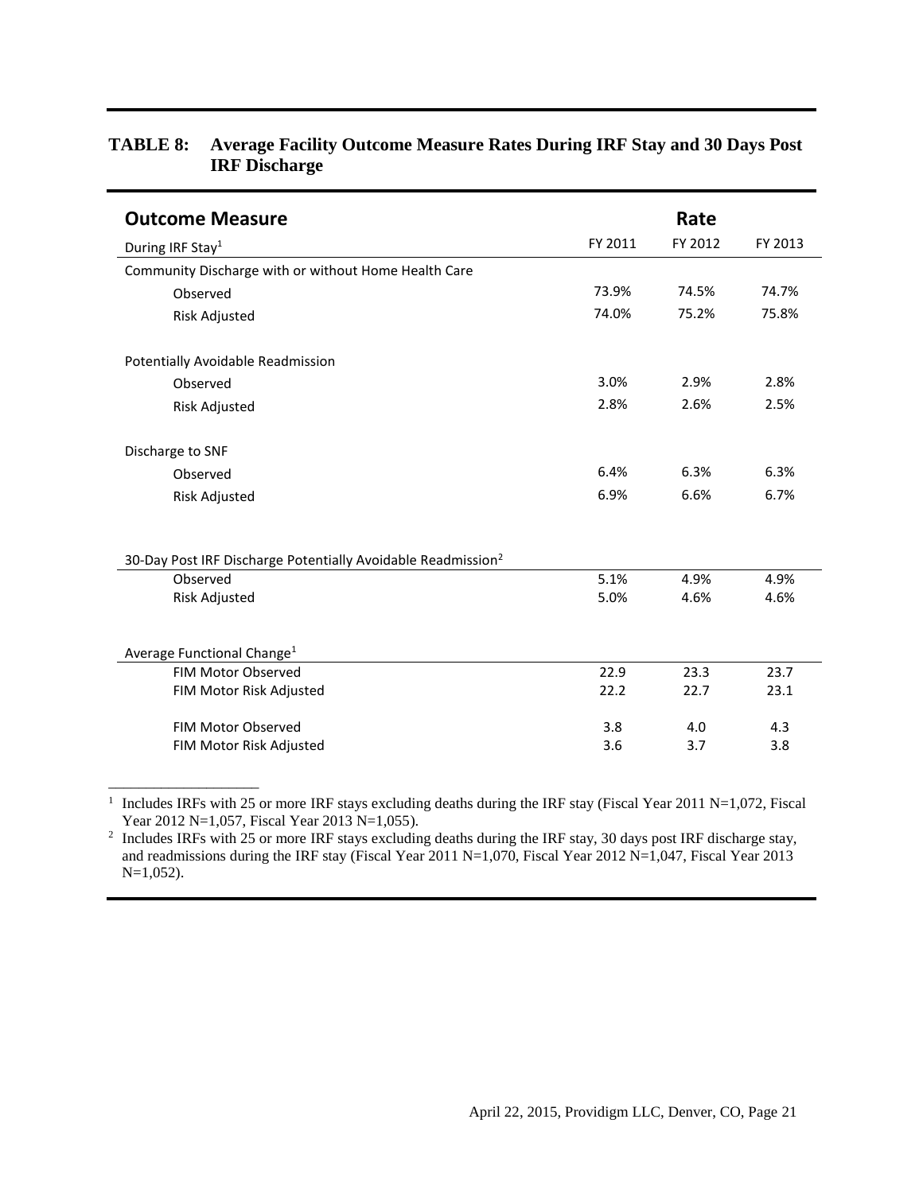**TABLE 8: Average Facility Outcome Measure Rates During IRF Stay and 30 Days Post IRF Discharge**

| **Outcome Measure** | **Rate** | | |
|---|---|---|---|
| During IRF Stay[1] | FY 2011 | FY 2012 | FY 2013 |
| Community Discharge with or without Home Health Care | | | |
| Observed | 73.9% | 74.5% | 74.7% |
| Risk Adjusted | 74.0% | 75.2% | 75.8% |
| Potentially Avoidable Readmission | | | |
| Observed | 3.0% | 2.9% | 2.8% |
| Risk Adjusted | 2.8% | 2.6% | 2.5% |
| Discharge to SNF | | | |
| Observed | 6.4% | 6.3% | 6.3% |
| Risk Adjusted | 6.9% | 6.6% | 6.7% |
| 30-Day Post IRF Discharge Potentially Avoidable Readmission[2] | | | |
| Observed | 5.1% | 4.9% | 4.9% |
| Risk Adjusted | 5.0% | 4.6% | 4.6% |
| Average Functional Change[1] | | | |
| FIM Motor Observed | 22.9 | 23.3 | 23.7 |
| FIM Motor Risk Adjusted | 22.2 | 22.7 | 23.1 |
| FIM Motor Observed | 3.8 | 4.0 | 4.3 |
| FIM Motor Risk Adjusted | 3.6 | 3.7 | 3.8 |

[1] Includes IRFs with 25 or more IRF stays excluding deaths during the IRF stay (Fiscal Year 2011 N=1,072, Fiscal Year 2012 N=1,057, Fiscal Year 2013 N=1,055).

[2] Includes IRFs with 25 or more IRF stays excluding deaths during the IRF stay, 30 days post IRF discharge stay, and readmissions during the IRF stay (Fiscal Year 2011 N=1,070, Fiscal Year 2012 N=1,047, Fiscal Year 2013 N=1,052).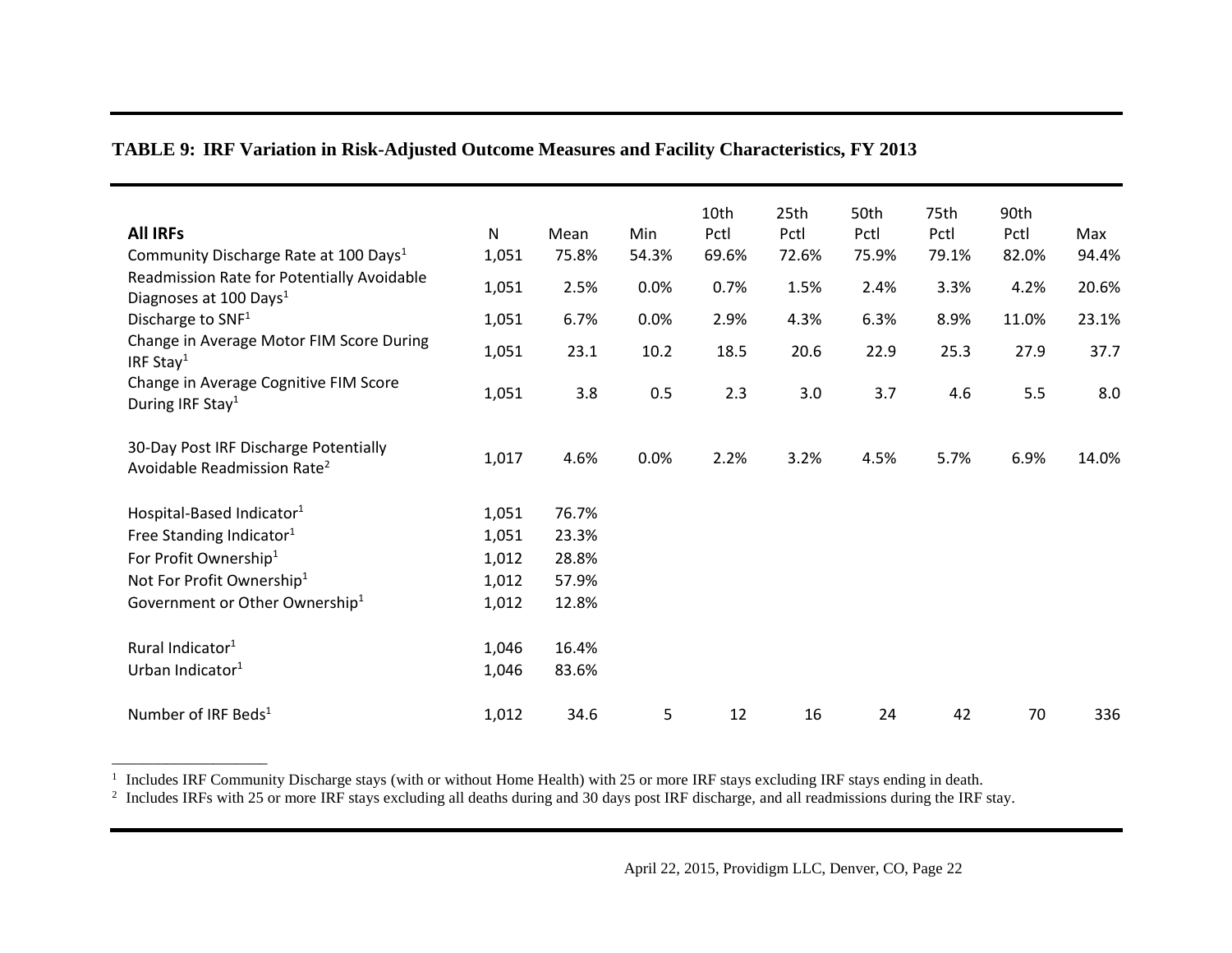**TABLE 9: IRF Variation in Risk-Adjusted Outcome Measures and Facility Characteristics, FY 2013**

| All IRFs | N | Mean | Min | 10th Pctl | 25th Pctl | 50th Pctl | 75th Pctl | 90th Pctl | Max |
|---|---|---|---|---|---|---|---|---|---|
| Community Discharge Rate at 100 Days[1] | 1,051 | 75.8% | 54.3% | 69.6% | 72.6% | 75.9% | 79.1% | 82.0% | 94.4% |
| Readmission Rate for Potentially Avoidable Diagnoses at 100 Days[1] | 1,051 | 2.5% | 0.0% | 0.7% | 1.5% | 2.4% | 3.3% | 4.2% | 20.6% |
| Discharge to SNF[1] | 1,051 | 6.7% | 0.0% | 2.9% | 4.3% | 6.3% | 8.9% | 11.0% | 23.1% |
| Change in Average Motor FIM Score During IRF Stay[1] | 1,051 | 23.1 | 10.2 | 18.5 | 20.6 | 22.9 | 25.3 | 27.9 | 37.7 |
| Change in Average Cognitive FIM Score During IRF Stay[1] | 1,051 | 3.8 | 0.5 | 2.3 | 3.0 | 3.7 | 4.6 | 5.5 | 8.0 |
| 30-Day Post IRF Discharge Potentially Avoidable Readmission Rate[2] | 1,017 | 4.6% | 0.0% | 2.2% | 3.2% | 4.5% | 5.7% | 6.9% | 14.0% |
| Hospital-Based Indicator[1] | 1,051 | 76.7% | | | | | | | |
| Free Standing Indicator[1] | 1,051 | 23.3% | | | | | | | |
| For Profit Ownership[1] | 1,012 | 28.8% | | | | | | | |
| Not For Profit Ownership[1] | 1,012 | 57.9% | | | | | | | |
| Government or Other Ownership[1] | 1,012 | 12.8% | | | | | | | |
| Rural Indicator[1] | 1,046 | 16.4% | | | | | | | |
| Urban Indicator[1] | 1,046 | 83.6% | | | | | | | |
| Number of IRF Beds[1] | 1,012 | 34.6 | 5 | 12 | 16 | 24 | 42 | 70 | 336 |

[1] Includes IRF Community Discharge stays (with or without Home Health) with 25 or more IRF stays excluding IRF stays ending in death.

[2] Includes IRFs with 25 or more IRF stays excluding all deaths during and 30 days post IRF discharge, and all readmissions during the IRF stay.

April 22, 2015, Providigm LLC, Denver, CO, Page 22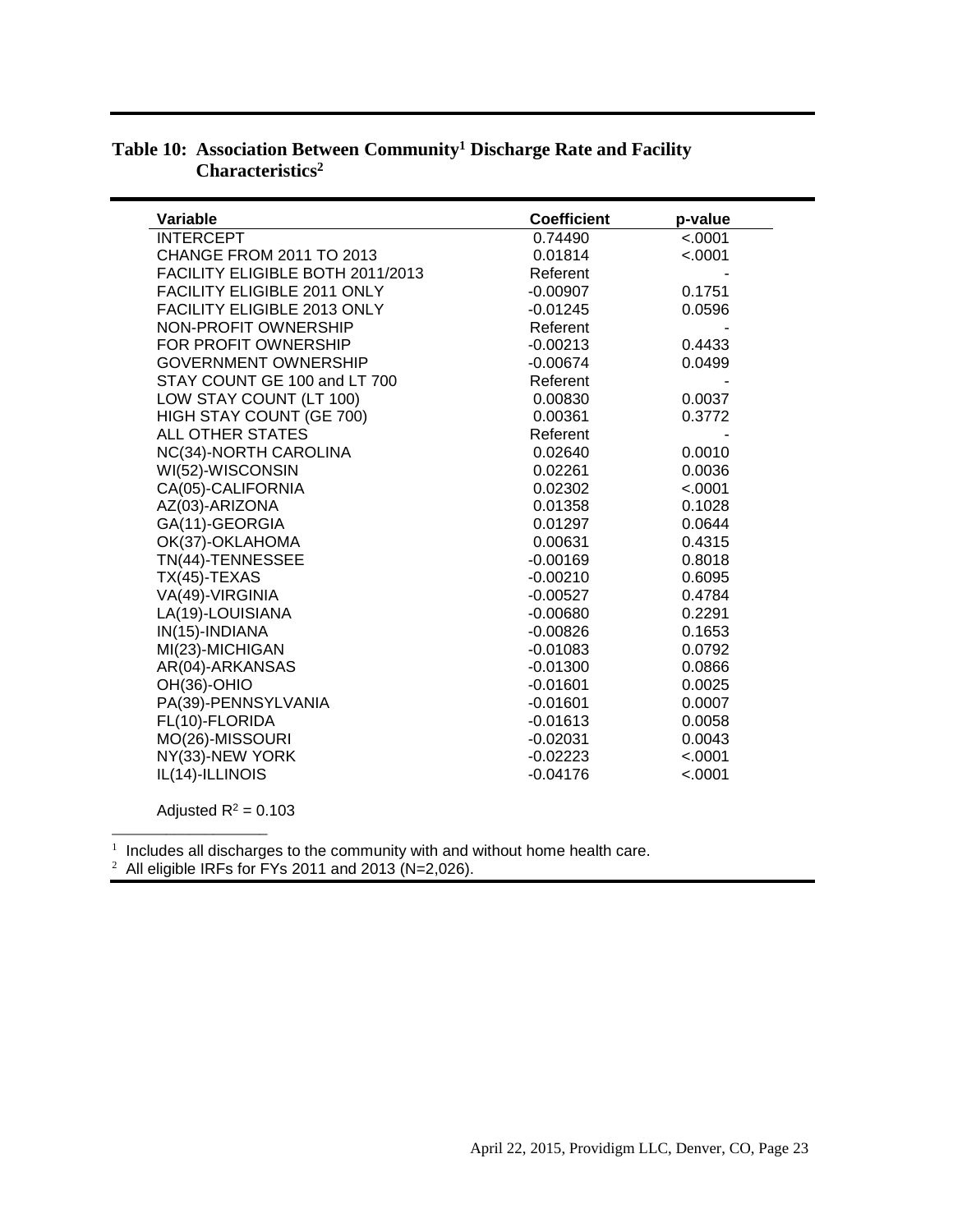## Table 10: Association Between Community[1] Discharge Rate and Facility Characteristics[2]

| Variable | Coefficient | p-value |
|---|---|---|
| INTERCEPT | 0.74490 | <.0001 |
| CHANGE FROM 2011 TO 2013 | 0.01814 | <.0001 |
| FACILITY ELIGIBLE BOTH 2011/2013 | Referent | - |
| FACILITY ELIGIBLE 2011 ONLY | -0.00907 | 0.1751 |
| FACILITY ELIGIBLE 2013 ONLY | -0.01245 | 0.0596 |
| NON-PROFIT OWNERSHIP | Referent | - |
| FOR PROFIT OWNERSHIP | -0.00213 | 0.4433 |
| GOVERNMENT OWNERSHIP | -0.00674 | 0.0499 |
| STAY COUNT GE 100 and LT 700 | Referent | - |
| LOW STAY COUNT (LT 100) | 0.00830 | 0.0037 |
| HIGH STAY COUNT (GE 700) | 0.00361 | 0.3772 |
| ALL OTHER STATES | Referent | - |
| NC(34)-NORTH CAROLINA | 0.02640 | 0.0010 |
| WI(52)-WISCONSIN | 0.02261 | 0.0036 |
| CA(05)-CALIFORNIA | 0.02302 | <.0001 |
| AZ(03)-ARIZONA | 0.01358 | 0.1028 |
| GA(11)-GEORGIA | 0.01297 | 0.0644 |
| OK(37)-OKLAHOMA | 0.00631 | 0.4315 |
| TN(44)-TENNESSEE | -0.00169 | 0.8018 |
| TX(45)-TEXAS | -0.00210 | 0.6095 |
| VA(49)-VIRGINIA | -0.00527 | 0.4784 |
| LA(19)-LOUISIANA | -0.00680 | 0.2291 |
| IN(15)-INDIANA | -0.00826 | 0.1653 |
| MI(23)-MICHIGAN | -0.01083 | 0.0792 |
| AR(04)-ARKANSAS | -0.01300 | 0.0866 |
| OH(36)-OHIO | -0.01601 | 0.0025 |
| PA(39)-PENNSYLVANIA | -0.01601 | 0.0007 |
| FL(10)-FLORIDA | -0.01613 | 0.0058 |
| MO(26)-MISSOURI | -0.02031 | 0.0043 |
| NY(33)-NEW YORK | -0.02223 | <.0001 |
| IL(14)-ILLINOIS | -0.04176 | <.0001 |

Adjusted $R^2 = 0.103$

[1] Includes all discharges to the community with and without home health care.
[2] All eligible IRFs for FYs 2011 and 2013 (N=2,026).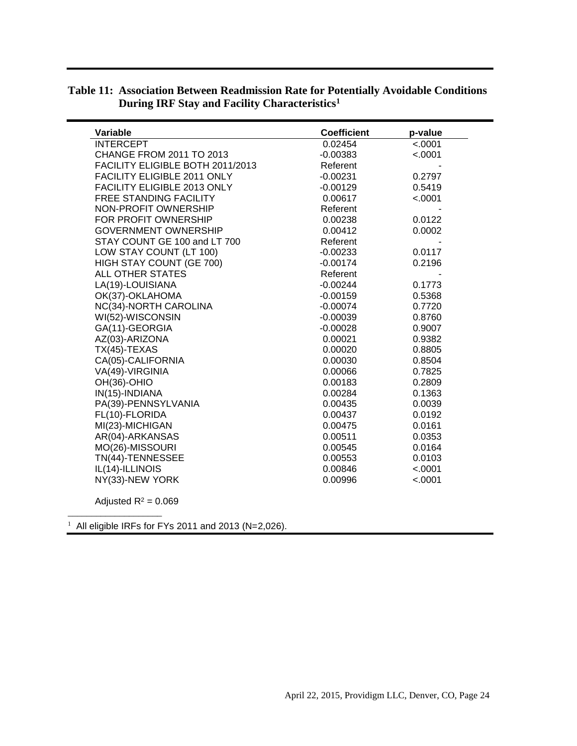**Table 11: Association Between Readmission Rate for Potentially Avoidable Conditions During IRF Stay and Facility Characteristics[1]**

| Variable | Coefficient | p-value |
|---|---|---|
| INTERCEPT | 0.02454 | <.0001 |
| CHANGE FROM 2011 TO 2013 | -0.00383 | <.0001 |
| FACILITY ELIGIBLE BOTH 2011/2013 | Referent | - |
| FACILITY ELIGIBLE 2011 ONLY | -0.00231 | 0.2797 |
| FACILITY ELIGIBLE 2013 ONLY | -0.00129 | 0.5419 |
| FREE STANDING FACILITY | 0.00617 | <.0001 |
| NON-PROFIT OWNERSHIP | Referent | - |
| FOR PROFIT OWNERSHIP | 0.00238 | 0.0122 |
| GOVERNMENT OWNERSHIP | 0.00412 | 0.0002 |
| STAY COUNT GE 100 and LT 700 | Referent | - |
| LOW STAY COUNT (LT 100) | -0.00233 | 0.0117 |
| HIGH STAY COUNT (GE 700) | -0.00174 | 0.2196 |
| ALL OTHER STATES | Referent | - |
| LA(19)-LOUISIANA | -0.00244 | 0.1773 |
| OK(37)-OKLAHOMA | -0.00159 | 0.5368 |
| NC(34)-NORTH CAROLINA | -0.00074 | 0.7720 |
| WI(52)-WISCONSIN | -0.00039 | 0.8760 |
| GA(11)-GEORGIA | -0.00028 | 0.9007 |
| AZ(03)-ARIZONA | 0.00021 | 0.9382 |
| TX(45)-TEXAS | 0.00020 | 0.8805 |
| CA(05)-CALIFORNIA | 0.00030 | 0.8504 |
| VA(49)-VIRGINIA | 0.00066 | 0.7825 |
| OH(36)-OHIO | 0.00183 | 0.2809 |
| IN(15)-INDIANA | 0.00284 | 0.1363 |
| PA(39)-PENNSYLVANIA | 0.00435 | 0.0039 |
| FL(10)-FLORIDA | 0.00437 | 0.0192 |
| MI(23)-MICHIGAN | 0.00475 | 0.0161 |
| AR(04)-ARKANSAS | 0.00511 | 0.0353 |
| MO(26)-MISSOURI | 0.00545 | 0.0164 |
| TN(44)-TENNESSEE | 0.00553 | 0.0103 |
| IL(14)-ILLINOIS | 0.00846 | <.0001 |
| NY(33)-NEW YORK | 0.00996 | <.0001 |

Adjusted $R^2 = 0.069$

[1] All eligible IRFs for FYs 2011 and 2013 (N=2,026).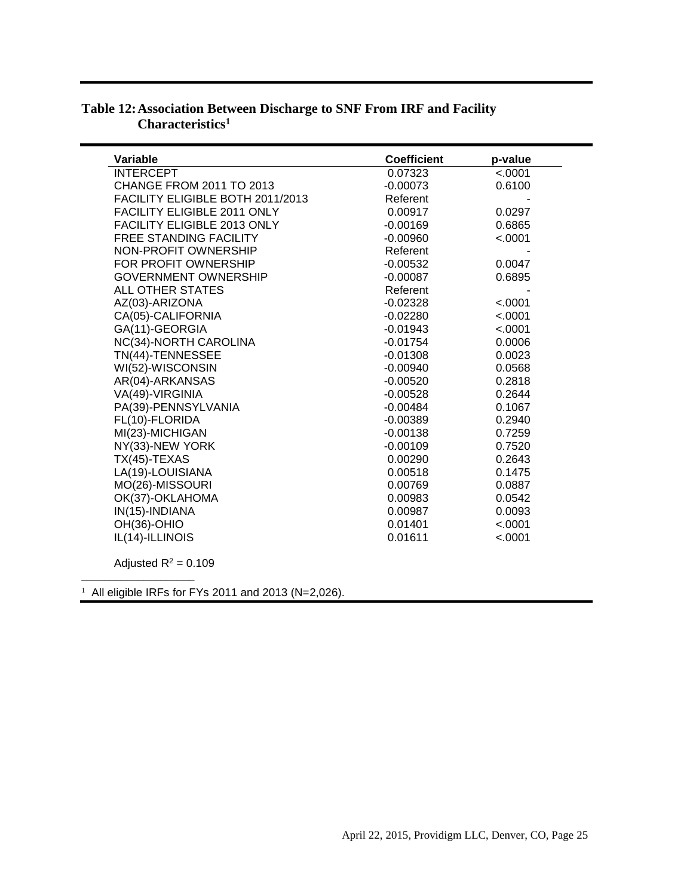**Table 12: Association Between Discharge to SNF From IRF and Facility Characteristics[1]**

| Variable | Coefficient | p-value |
|---|---|---|
| INTERCEPT | 0.07323 | <.0001 |
| CHANGE FROM 2011 TO 2013 | -0.00073 | 0.6100 |
| FACILITY ELIGIBLE BOTH 2011/2013 | Referent | - |
| FACILITY ELIGIBLE 2011 ONLY | 0.00917 | 0.0297 |
| FACILITY ELIGIBLE 2013 ONLY | -0.00169 | 0.6865 |
| FREE STANDING FACILITY | -0.00960 | <.0001 |
| NON-PROFIT OWNERSHIP | Referent | - |
| FOR PROFIT OWNERSHIP | -0.00532 | 0.0047 |
| GOVERNMENT OWNERSHIP | -0.00087 | 0.6895 |
| ALL OTHER STATES | Referent | - |
| AZ(03)-ARIZONA | -0.02328 | <.0001 |
| CA(05)-CALIFORNIA | -0.02280 | <.0001 |
| GA(11)-GEORGIA | -0.01943 | <.0001 |
| NC(34)-NORTH CAROLINA | -0.01754 | 0.0006 |
| TN(44)-TENNESSEE | -0.01308 | 0.0023 |
| WI(52)-WISCONSIN | -0.00940 | 0.0568 |
| AR(04)-ARKANSAS | -0.00520 | 0.2818 |
| VA(49)-VIRGINIA | -0.00528 | 0.2644 |
| PA(39)-PENNSYLVANIA | -0.00484 | 0.1067 |
| FL(10)-FLORIDA | -0.00389 | 0.2940 |
| MI(23)-MICHIGAN | -0.00138 | 0.7259 |
| NY(33)-NEW YORK | -0.00109 | 0.7520 |
| TX(45)-TEXAS | 0.00290 | 0.2643 |
| LA(19)-LOUISIANA | 0.00518 | 0.1475 |
| MO(26)-MISSOURI | 0.00769 | 0.0887 |
| OK(37)-OKLAHOMA | 0.00983 | 0.0542 |
| IN(15)-INDIANA | 0.00987 | 0.0093 |
| OH(36)-OHIO | 0.01401 | <.0001 |
| IL(14)-ILLINOIS | 0.01611 | <.0001 |

Adjusted $R^2 = 0.109$

[1] All eligible IRFs for FYs 2011 and 2013 (N=2,026).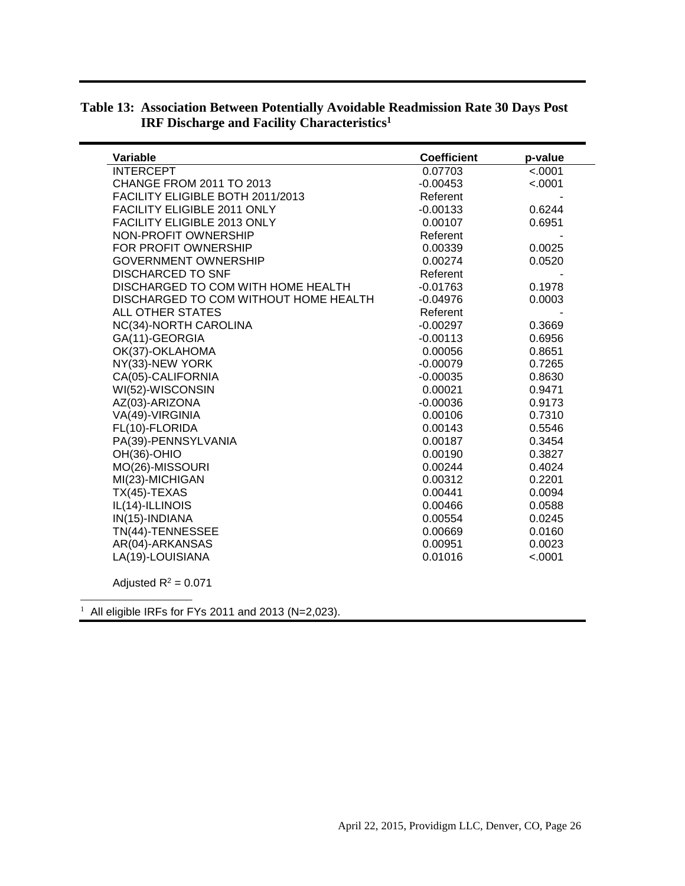**Table 13: Association Between Potentially Avoidable Readmission Rate 30 Days Post IRF Discharge and Facility Characteristics[1]**

| Variable | Coefficient | p-value |
|---|---|---|
| INTERCEPT | 0.07703 | <.0001 |
| CHANGE FROM 2011 TO 2013 | -0.00453 | <.0001 |
| FACILITY ELIGIBLE BOTH 2011/2013 | Referent | - |
| FACILITY ELIGIBLE 2011 ONLY | -0.00133 | 0.6244 |
| FACILITY ELIGIBLE 2013 ONLY | 0.00107 | 0.6951 |
| NON-PROFIT OWNERSHIP | Referent | - |
| FOR PROFIT OWNERSHIP | 0.00339 | 0.0025 |
| GOVERNMENT OWNERSHIP | 0.00274 | 0.0520 |
| DISCHARGED TO SNF | Referent | - |
| DISCHARGED TO COM WITH HOME HEALTH | -0.01763 | 0.1978 |
| DISCHARGED TO COM WITHOUT HOME HEALTH | -0.04976 | 0.0003 |
| ALL OTHER STATES | Referent | - |
| NC(34)-NORTH CAROLINA | -0.00297 | 0.3669 |
| GA(11)-GEORGIA | -0.00113 | 0.6956 |
| OK(37)-OKLAHOMA | 0.00056 | 0.8651 |
| NY(33)-NEW YORK | -0.00079 | 0.7265 |
| CA(05)-CALIFORNIA | -0.00035 | 0.8630 |
| WI(52)-WISCONSIN | 0.00021 | 0.9471 |
| AZ(03)-ARIZONA | -0.00036 | 0.9173 |
| VA(49)-VIRGINIA | 0.00106 | 0.7310 |
| FL(10)-FLORIDA | 0.00143 | 0.5546 |
| PA(39)-PENNSYLVANIA | 0.00187 | 0.3454 |
| OH(36)-OHIO | 0.00190 | 0.3827 |
| MO(26)-MISSOURI | 0.00244 | 0.4024 |
| MI(23)-MICHIGAN | 0.00312 | 0.2201 |
| TX(45)-TEXAS | 0.00441 | 0.0094 |
| IL(14)-ILLINOIS | 0.00466 | 0.0588 |
| IN(15)-INDIANA | 0.00554 | 0.0245 |
| TN(44)-TENNESSEE | 0.00669 | 0.0160 |
| AR(04)-ARKANSAS | 0.00951 | 0.0023 |
| LA(19)-LOUISIANA | 0.01016 | <.0001 |

Adjusted $R^2 = 0.071$

[1] All eligible IRFs for FYs 2011 and 2013 (N=2,023).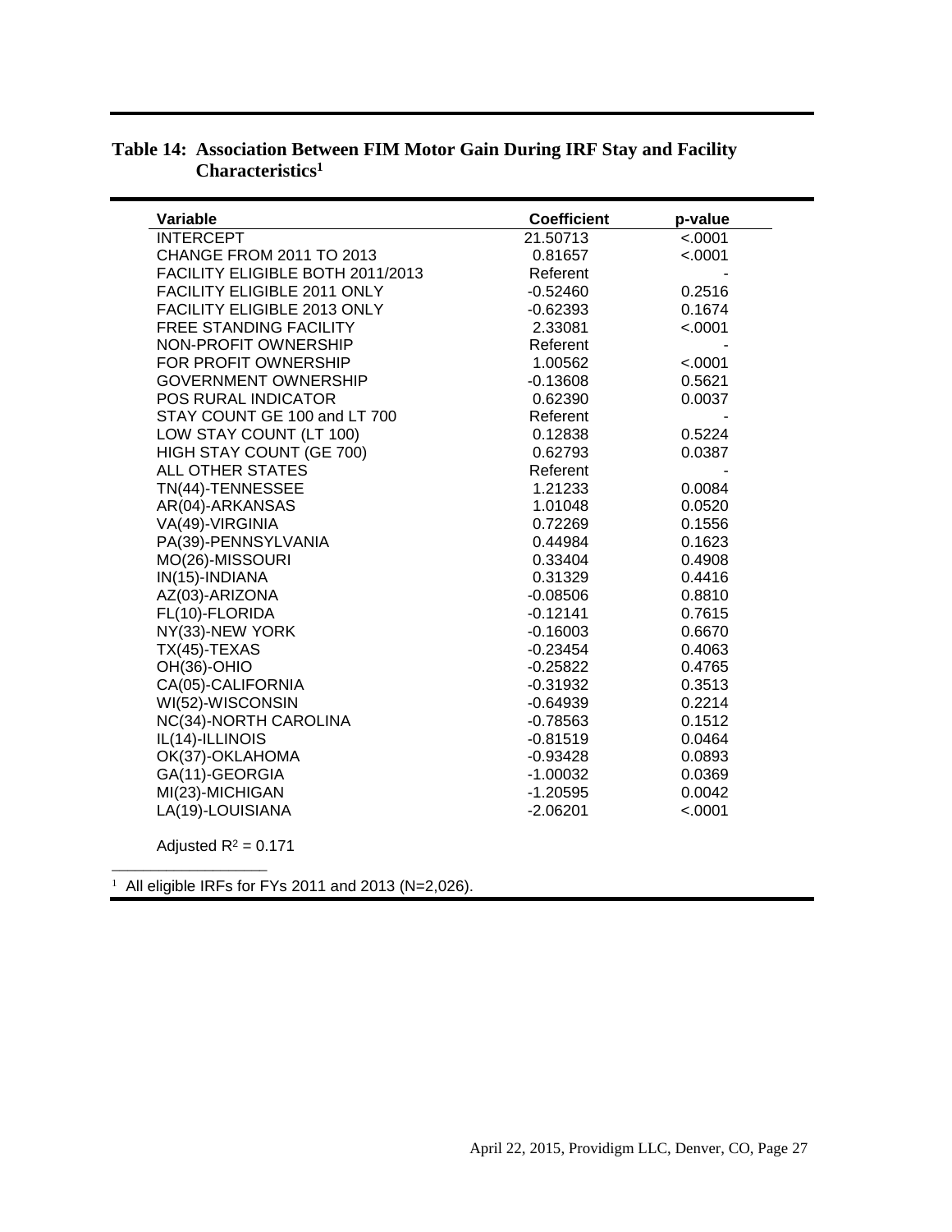**Table 14: Association Between FIM Motor Gain During IRF Stay and Facility Characteristics[1]**

| Variable | Coefficient | p-value |
|---|---|---|
| INTERCEPT | 21.50713 | <.0001 |
| CHANGE FROM 2011 TO 2013 | 0.81657 | <.0001 |
| FACILITY ELIGIBLE BOTH 2011/2013 | Referent | - |
| FACILITY ELIGIBLE 2011 ONLY | -0.52460 | 0.2516 |
| FACILITY ELIGIBLE 2013 ONLY | -0.62393 | 0.1674 |
| FREE STANDING FACILITY | 2.33081 | <.0001 |
| NON-PROFIT OWNERSHIP | Referent | - |
| FOR PROFIT OWNERSHIP | 1.00562 | <.0001 |
| GOVERNMENT OWNERSHIP | -0.13608 | 0.5621 |
| POS RURAL INDICATOR | 0.62390 | 0.0037 |
| STAY COUNT GE 100 and LT 700 | Referent | - |
| LOW STAY COUNT (LT 100) | 0.12838 | 0.5224 |
| HIGH STAY COUNT (GE 700) | 0.62793 | 0.0387 |
| ALL OTHER STATES | Referent | - |
| TN(44)-TENNESSEE | 1.21233 | 0.0084 |
| AR(04)-ARKANSAS | 1.01048 | 0.0520 |
| VA(49)-VIRGINIA | 0.72269 | 0.1556 |
| PA(39)-PENNSYLVANIA | 0.44984 | 0.1623 |
| MO(26)-MISSOURI | 0.33404 | 0.4908 |
| IN(15)-INDIANA | 0.31329 | 0.4416 |
| AZ(03)-ARIZONA | -0.08506 | 0.8810 |
| FL(10)-FLORIDA | -0.12141 | 0.7615 |
| NY(33)-NEW YORK | -0.16003 | 0.6670 |
| TX(45)-TEXAS | -0.23454 | 0.4063 |
| OH(36)-OHIO | -0.25822 | 0.4765 |
| CA(05)-CALIFORNIA | -0.31932 | 0.3513 |
| WI(52)-WISCONSIN | -0.64939 | 0.2214 |
| NC(34)-NORTH CAROLINA | -0.78563 | 0.1512 |
| IL(14)-ILLINOIS | -0.81519 | 0.0464 |
| OK(37)-OKLAHOMA | -0.93428 | 0.0893 |
| GA(11)-GEORGIA | -1.00032 | 0.0369 |
| MI(23)-MICHIGAN | -1.20595 | 0.0042 |
| LA(19)-LOUISIANA | -2.06201 | <.0001 |

Adjusted $R^2$ = 0.171

[1] All eligible IRFs for FYs 2011 and 2013 (N=2,026).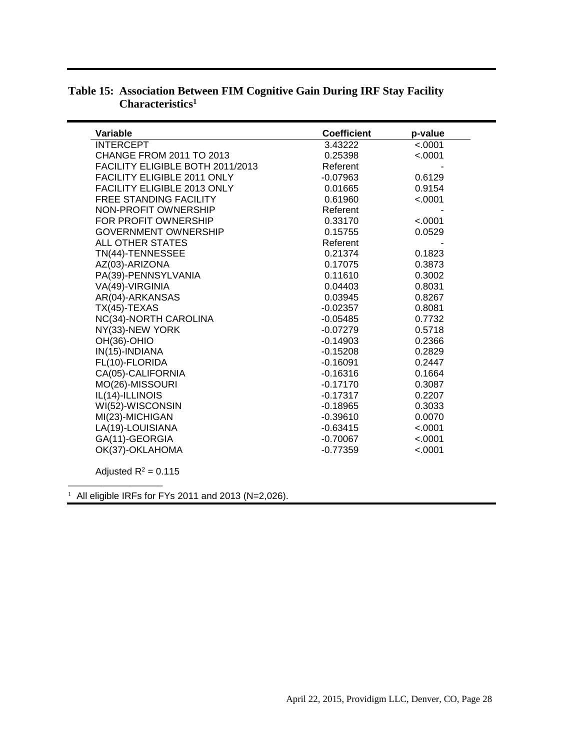**Table 15: Association Between FIM Cognitive Gain During IRF Stay Facility Characteristics[1]**

| Variable | Coefficient | p-value |
|---|---|---|
| INTERCEPT | 3.43222 | <.0001 |
| CHANGE FROM 2011 TO 2013 | 0.25398 | <.0001 |
| FACILITY ELIGIBLE BOTH 2011/2013 | Referent | - |
| FACILITY ELIGIBLE 2011 ONLY | -0.07963 | 0.6129 |
| FACILITY ELIGIBLE 2013 ONLY | 0.01665 | 0.9154 |
| FREE STANDING FACILITY | 0.61960 | <.0001 |
| NON-PROFIT OWNERSHIP | Referent | - |
| FOR PROFIT OWNERSHIP | 0.33170 | <.0001 |
| GOVERNMENT OWNERSHIP | 0.15755 | 0.0529 |
| ALL OTHER STATES | Referent | - |
| TN(44)-TENNESSEE | 0.21374 | 0.1823 |
| AZ(03)-ARIZONA | 0.17075 | 0.3873 |
| PA(39)-PENNSYLVANIA | 0.11610 | 0.3002 |
| VA(49)-VIRGINIA | 0.04403 | 0.8031 |
| AR(04)-ARKANSAS | 0.03945 | 0.8267 |
| TX(45)-TEXAS | -0.02357 | 0.8081 |
| NC(34)-NORTH CAROLINA | -0.05485 | 0.7732 |
| NY(33)-NEW YORK | -0.07279 | 0.5718 |
| OH(36)-OHIO | -0.14903 | 0.2366 |
| IN(15)-INDIANA | -0.15208 | 0.2829 |
| FL(10)-FLORIDA | -0.16091 | 0.2447 |
| CA(05)-CALIFORNIA | -0.16316 | 0.1664 |
| MO(26)-MISSOURI | -0.17170 | 0.3087 |
| IL(14)-ILLINOIS | -0.17317 | 0.2207 |
| WI(52)-WISCONSIN | -0.18965 | 0.3033 |
| MI(23)-MICHIGAN | -0.39610 | 0.0070 |
| LA(19)-LOUISIANA | -0.63415 | <.0001 |
| GA(11)-GEORGIA | -0.70067 | <.0001 |
| OK(37)-OKLAHOMA | -0.77359 | <.0001 |

Adjusted $R^2 = 0.115$

[1] All eligible IRFs for FYs 2011 and 2013 (N=2,026).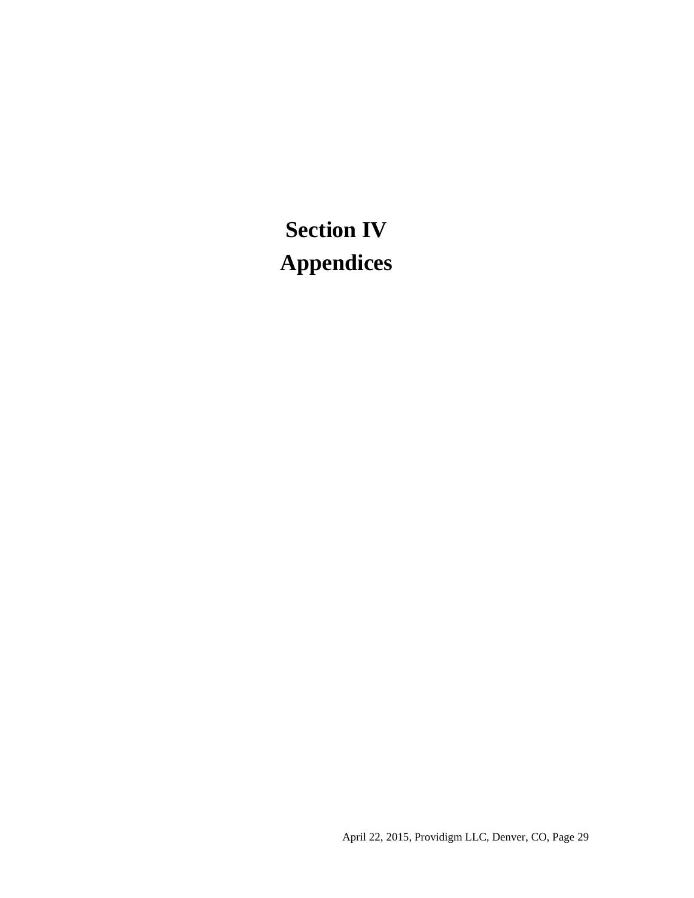# Section IV
# Appendices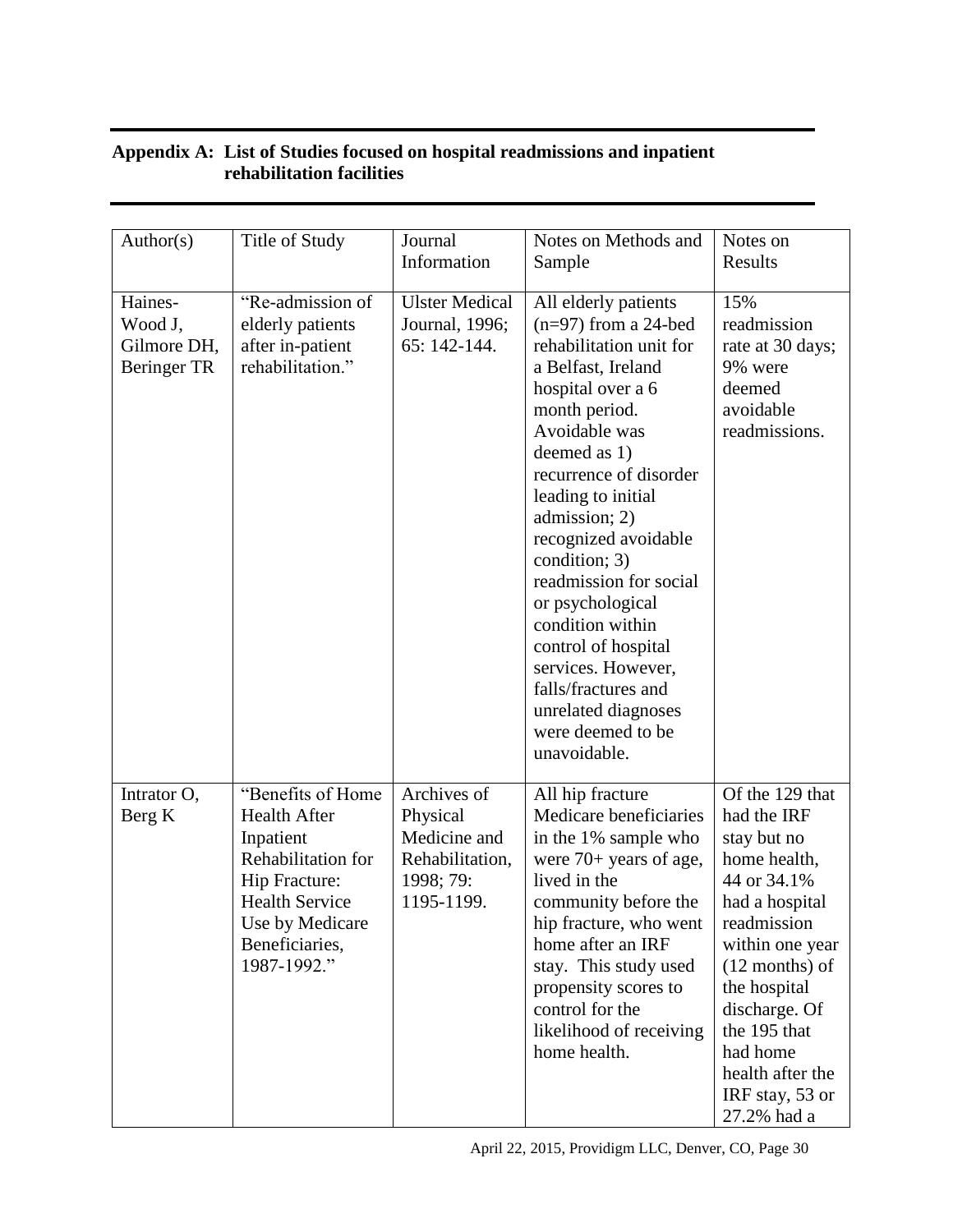## Appendix A: List of Studies focused on hospital readmissions and inpatient rehabilitation facilities

| Author(s) | Title of Study | Journal Information | Notes on Methods and Sample | Notes on Results |
|---|---|---|---|---|
| Haines-Wood J, Gilmore DH, Beringer TR | "Re-admission of elderly patients after in-patient rehabilitation." | Ulster Medical Journal, 1996; 65: 142-144. | All elderly patients (n=97) from a 24-bed rehabilitation unit for a Belfast, Ireland hospital over a 6 month period. Avoidable was deemed as 1) recurrence of disorder leading to initial admission; 2) recognized avoidable condition; 3) readmission for social or psychological condition within control of hospital services. However, falls/fractures and unrelated diagnoses were deemed to be unavoidable. | 15% readmission rate at 30 days; 9% were deemed avoidable readmissions. |
| Intrator O, Berg K | "Benefits of Home Health After Inpatient Rehabilitation for Hip Fracture: Health Service Use by Medicare Beneficiaries, 1987-1992." | Archives of Physical Medicine and Rehabilitation, 1998; 79: 1195-1199. | All hip fracture Medicare beneficiaries in the 1% sample who were 70+ years of age, lived in the community before the hip fracture, who went home after an IRF stay. This study used propensity scores to control for the likelihood of receiving home health. | Of the 129 that had the IRF stay but no home health, 44 or 34.1% had a hospital readmission within one year (12 months) of the hospital discharge. Of the 195 that had home health after the IRF stay, 53 or 27.2% had a |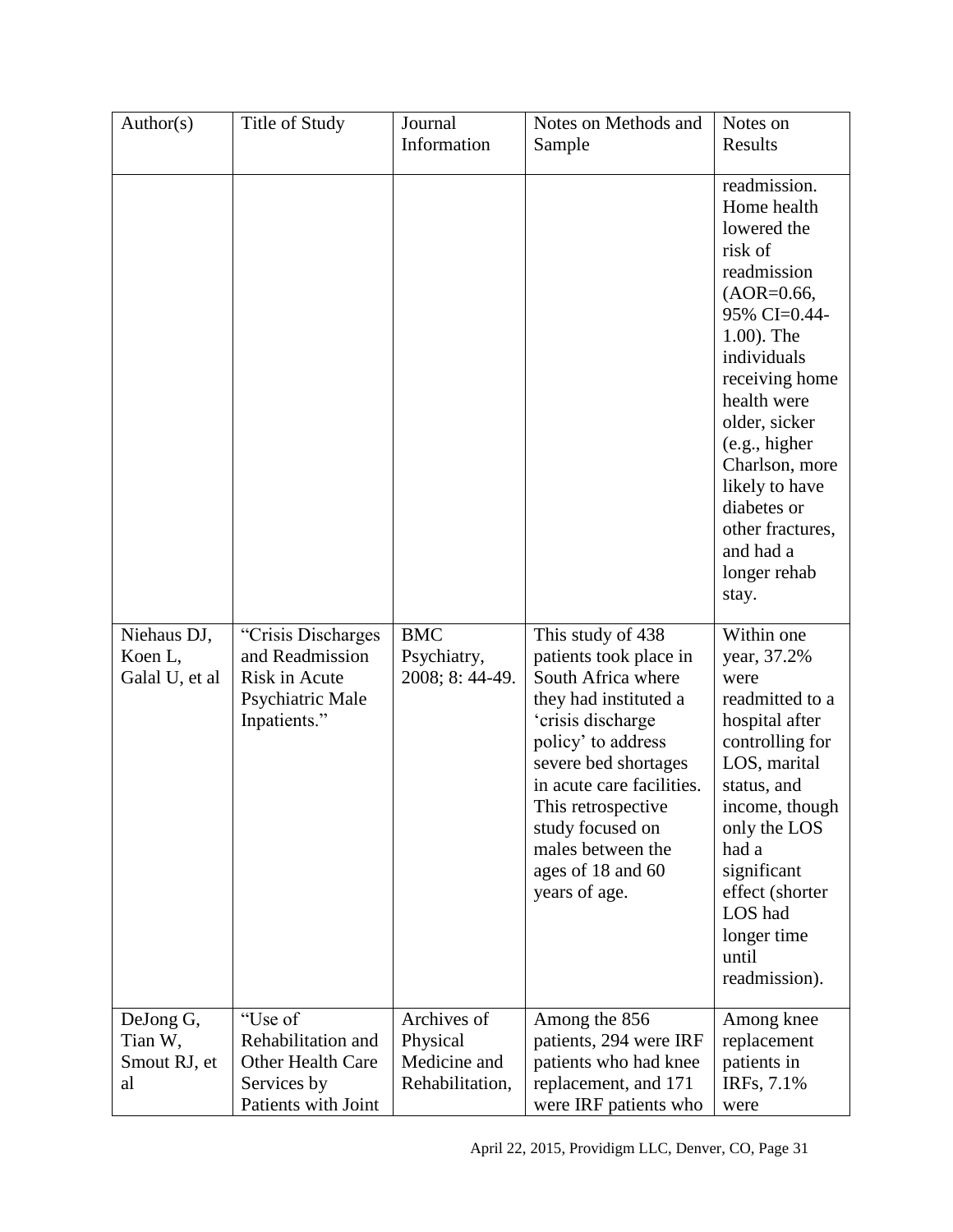| Author(s) | Title of Study | Journal Information | Notes on Methods and Sample | Notes on Results |
|---|---|---|---|---|
| | | | | readmission. Home health lowered the risk of readmission (AOR=0.66, 95% CI=0.44-1.00). The individuals receiving home health were older, sicker (e.g., higher Charlson, more likely to have diabetes or other fractures, and had a longer rehab stay. |
| Niehaus DJ, Koen L, Galal U, et al | "Crisis Discharges and Readmission Risk in Acute Psychiatric Male Inpatients." | BMC Psychiatry, 2008; 8: 44-49. | This study of 438 patients took place in South Africa where they had instituted a 'crisis discharge policy' to address severe bed shortages in acute care facilities. This retrospective study focused on males between the ages of 18 and 60 years of age. | Within one year, 37.2% were readmitted to a hospital after controlling for LOS, marital status, and income, though only the LOS had a significant effect (shorter LOS had longer time until readmission). |
| DeJong G, Tian W, Smout RJ, et al | "Use of Rehabilitation and Other Health Care Services by Patients with Joint | Archives of Physical Medicine and Rehabilitation, | Among the 856 patients, 294 were IRF patients who had knee replacement, and 171 were IRF patients who | Among knee replacement patients in IRFs, 7.1% were |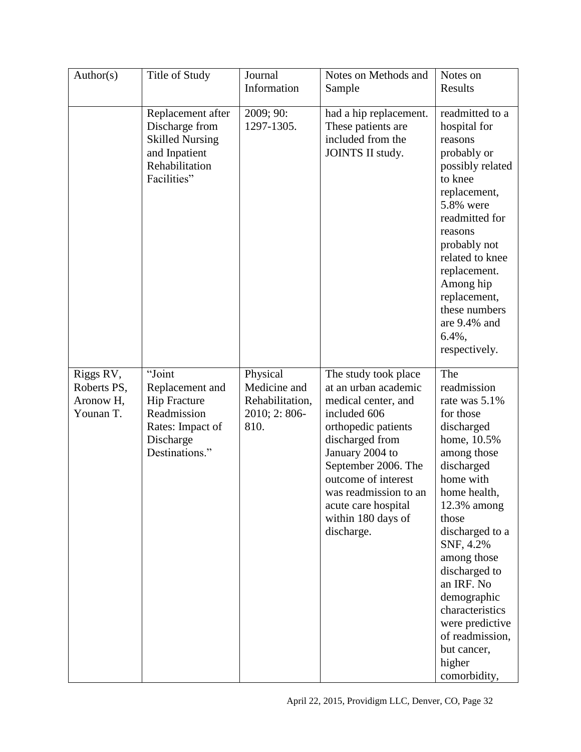| Author(s) | Title of Study | Journal Information | Notes on Methods and Sample | Notes on Results |
|---|---|---|---|---|
| | Replacement after Discharge from Skilled Nursing and Inpatient Rehabilitation Facilities" | 2009; 90: 1297-1305. | had a hip replacement. These patients are included from the JOINTS II study. | readmitted to a hospital for reasons probably or possibly related to knee replacement, 5.8% were readmitted for reasons probably not related to knee replacement. Among hip replacement, these numbers are 9.4% and 6.4%, respectively. |
| Riggs RV, Roberts PS, Aronow H, Younan T. | "Joint Replacement and Hip Fracture Readmission Rates: Impact of Discharge Destinations." | Physical Medicine and Rehabilitation, 2010; 2: 806-810. | The study took place at an urban academic medical center, and included 606 orthopedic patients discharged from January 2004 to September 2006. The outcome of interest was readmission to an acute care hospital within 180 days of discharge. | The readmission rate was 5.1% for those discharged home, 10.5% among those discharged home with home health, 12.3% among those discharged to a SNF, 4.2% among those discharged to an IRF. No demographic characteristics were predictive of readmission, but cancer, higher comorbidity, |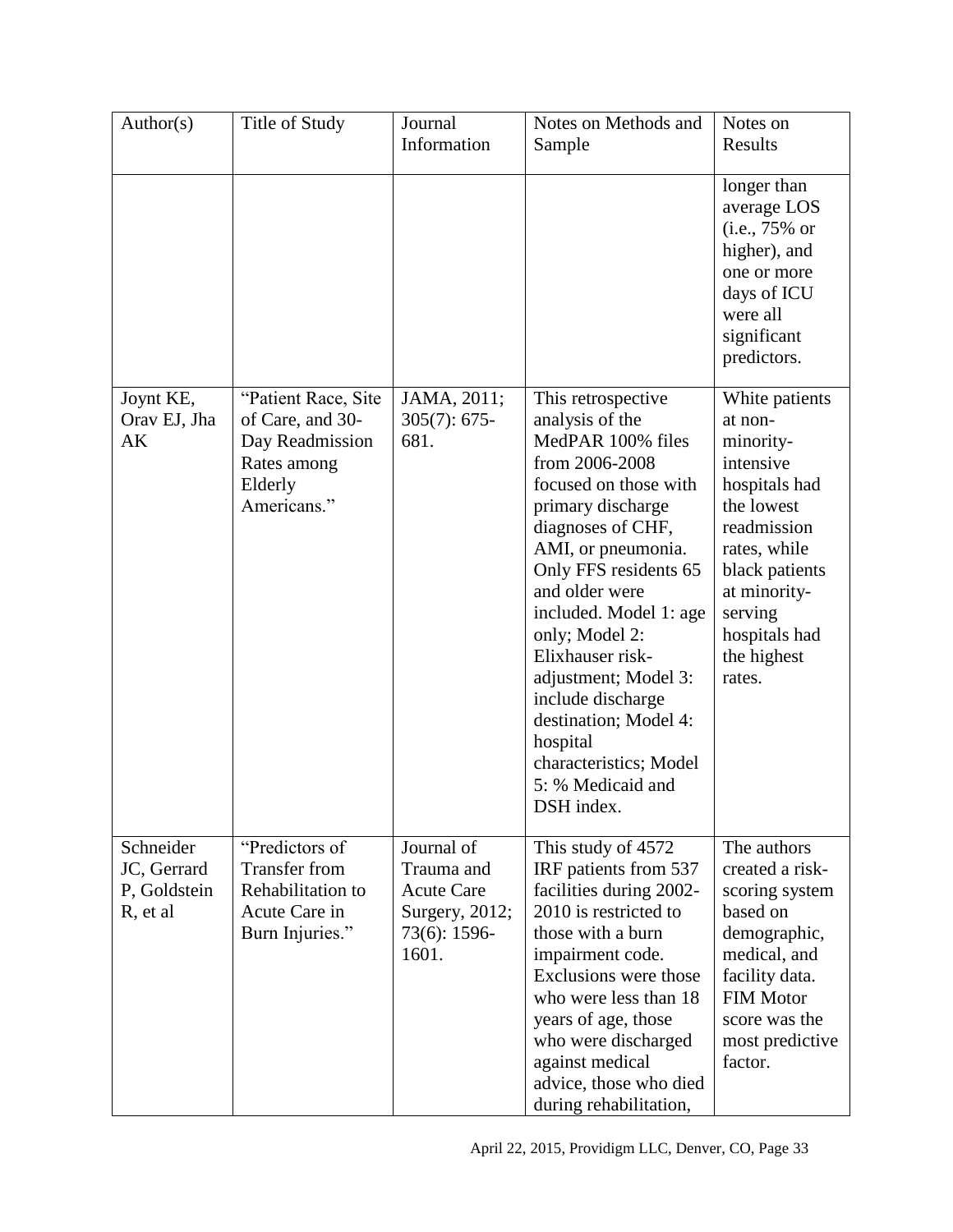| Author(s) | Title of Study | Journal Information | Notes on Methods and Sample | Notes on Results |
|---|---|---|---|---|
| | | | | longer than average LOS (i.e., 75% or higher), and one or more days of ICU were all significant predictors. |
| Joynt KE, Orav EJ, Jha AK | "Patient Race, Site of Care, and 30-Day Readmission Rates among Elderly Americans." | JAMA, 2011; 305(7): 675-681. | This retrospective analysis of the MedPAR 100% files from 2006-2008 focused on those with primary discharge diagnoses of CHF, AMI, or pneumonia. Only FFS residents 65 and older were included. Model 1: age only; Model 2: Elixhauser risk-adjustment; Model 3: include discharge destination; Model 4: hospital characteristics; Model 5: % Medicaid and DSH index. | White patients at non-minority-intensive hospitals had the lowest readmission rates, while black patients at minority-serving hospitals had the highest rates. |
| Schneider JC, Gerrard P, Goldstein R, et al | "Predictors of Transfer from Rehabilitation to Acute Care in Burn Injuries." | Journal of Trauma and Acute Care Surgery, 2012; 73(6): 1596-1601. | This study of 4572 IRF patients from 537 facilities during 2002-2010 is restricted to those with a burn impairment code. Exclusions were those who were less than 18 years of age, those who were discharged against medical advice, those who died during rehabilitation, | The authors created a risk-scoring system based on demographic, medical, and facility data. FIM Motor score was the most predictive factor. |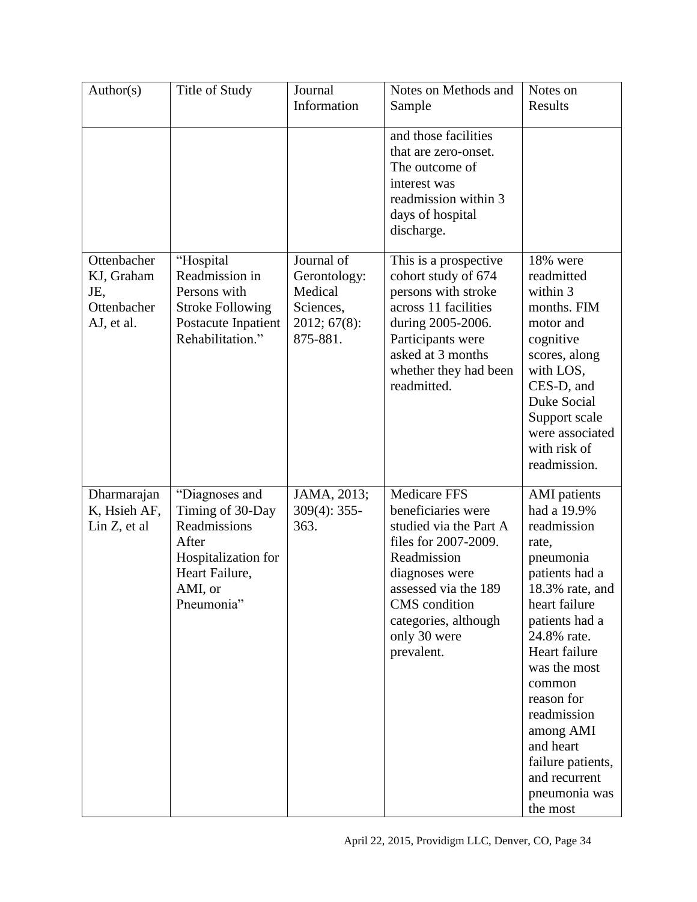| Author(s) | Title of Study | Journal Information | Notes on Methods and Sample | Notes on Results |
|---|---|---|---|---|
| | | | and those facilities that are zero-onset. The outcome of interest was readmission within 3 days of hospital discharge. | |
| Ottenbacher KJ, Graham JE, Ottenbacher AJ, et al. | "Hospital Readmission in Persons with Stroke Following Postacute Inpatient Rehabilitation." | Journal of Gerontology: Medical Sciences, 2012; 67(8): 875-881. | This is a prospective cohort study of 674 persons with stroke across 11 facilities during 2005-2006. Participants were asked at 3 months whether they had been readmitted. | 18% were readmitted within 3 months. FIM motor and cognitive scores, along with LOS, CES-D, and Duke Social Support scale were associated with risk of readmission. |
| Dharmarajan K, Hsieh AF, Lin Z, et al | "Diagnoses and Timing of 30-Day Readmissions After Hospitalization for Heart Failure, AMI, or Pneumonia" | JAMA, 2013; 309(4): 355-363. | Medicare FFS beneficiaries were studied via the Part A files for 2007-2009. Readmission diagnoses were assessed via the 189 CMS condition categories, although only 30 were prevalent. | AMI patients had a 19.9% readmission rate, pneumonia patients had a 18.3% rate, and heart failure patients had a 24.8% rate. Heart failure was the most common reason for readmission among AMI and heart failure patients, and recurrent pneumonia was the most |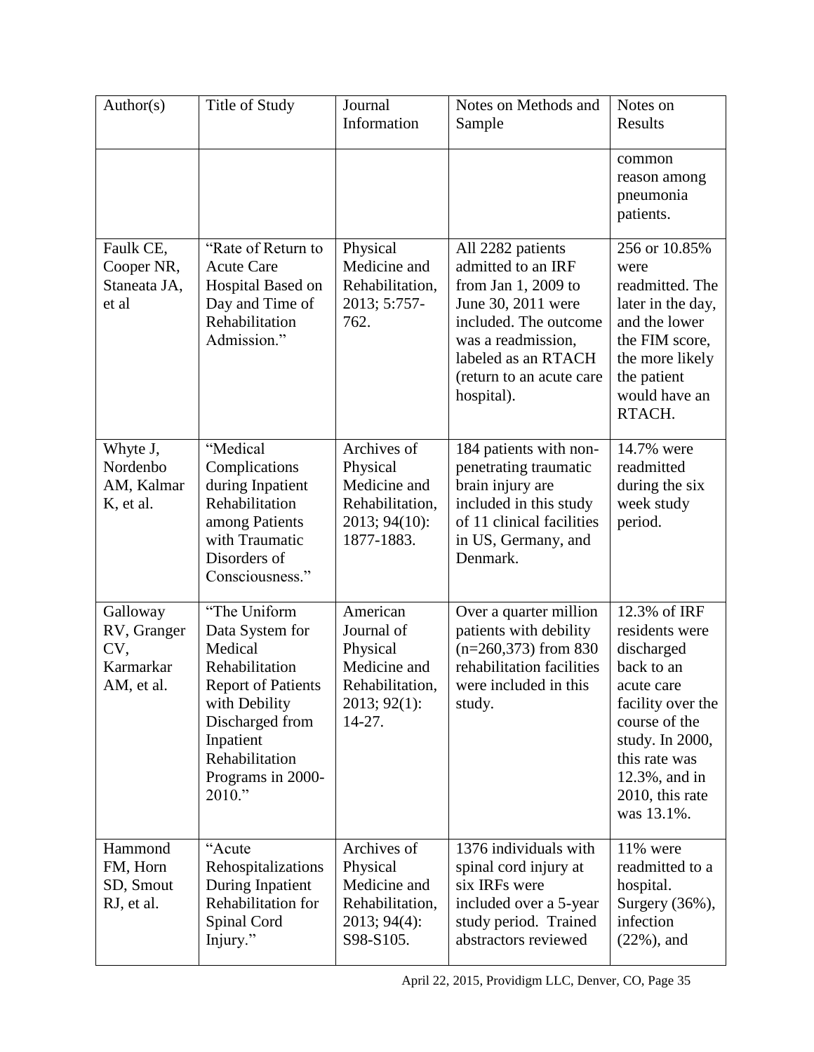| Author(s) | Title of Study | Journal Information | Notes on Methods and Sample | Notes on Results |
|---|---|---|---|---|
| | | | | common reason among pneumonia patients. |
| Faulk CE, Cooper NR, Staneata JA, et al | "Rate of Return to Acute Care Hospital Based on Day and Time of Rehabilitation Admission." | Physical Medicine and Rehabilitation, 2013; 5:757-762. | All 2282 patients admitted to an IRF from Jan 1, 2009 to June 30, 2011 were included. The outcome was a readmission, labeled as an RTACH (return to an acute care hospital). | 256 or 10.85% were readmitted. The later in the day, and the lower the FIM score, the more likely the patient would have an RTACH. |
| Whyte J, Nordenbo AM, Kalmar K, et al. | "Medical Complications during Inpatient Rehabilitation among Patients with Traumatic Disorders of Consciousness." | Archives of Physical Medicine and Rehabilitation, 2013; 94(10): 1877-1883. | 184 patients with non-penetrating traumatic brain injury are included in this study of 11 clinical facilities in US, Germany, and Denmark. | 14.7% were readmitted during the six week study period. |
| Galloway RV, Granger CV, Karmarkar AM, et al. | "The Uniform Data System for Medical Rehabilitation Report of Patients with Debility Discharged from Inpatient Rehabilitation Programs in 2000-2010." | American Journal of Physical Medicine and Rehabilitation, 2013; 92(1): 14-27. | Over a quarter million patients with debility (n=260,373) from 830 rehabilitation facilities were included in this study. | 12.3% of IRF residents were discharged back to an acute care facility over the course of the study. In 2000, this rate was 12.3%, and in 2010, this rate was 13.1%. |
| Hammond FM, Horn SD, Smout RJ, et al. | "Acute Rehospitalizations During Inpatient Rehabilitation for Spinal Cord Injury." | Archives of Physical Medicine and Rehabilitation, 2013; 94(4): S98-S105. | 1376 individuals with spinal cord injury at six IRFs were included over a 5-year study period. Trained abstractors reviewed | 11% were readmitted to a hospital. Surgery (36%), infection (22%), and |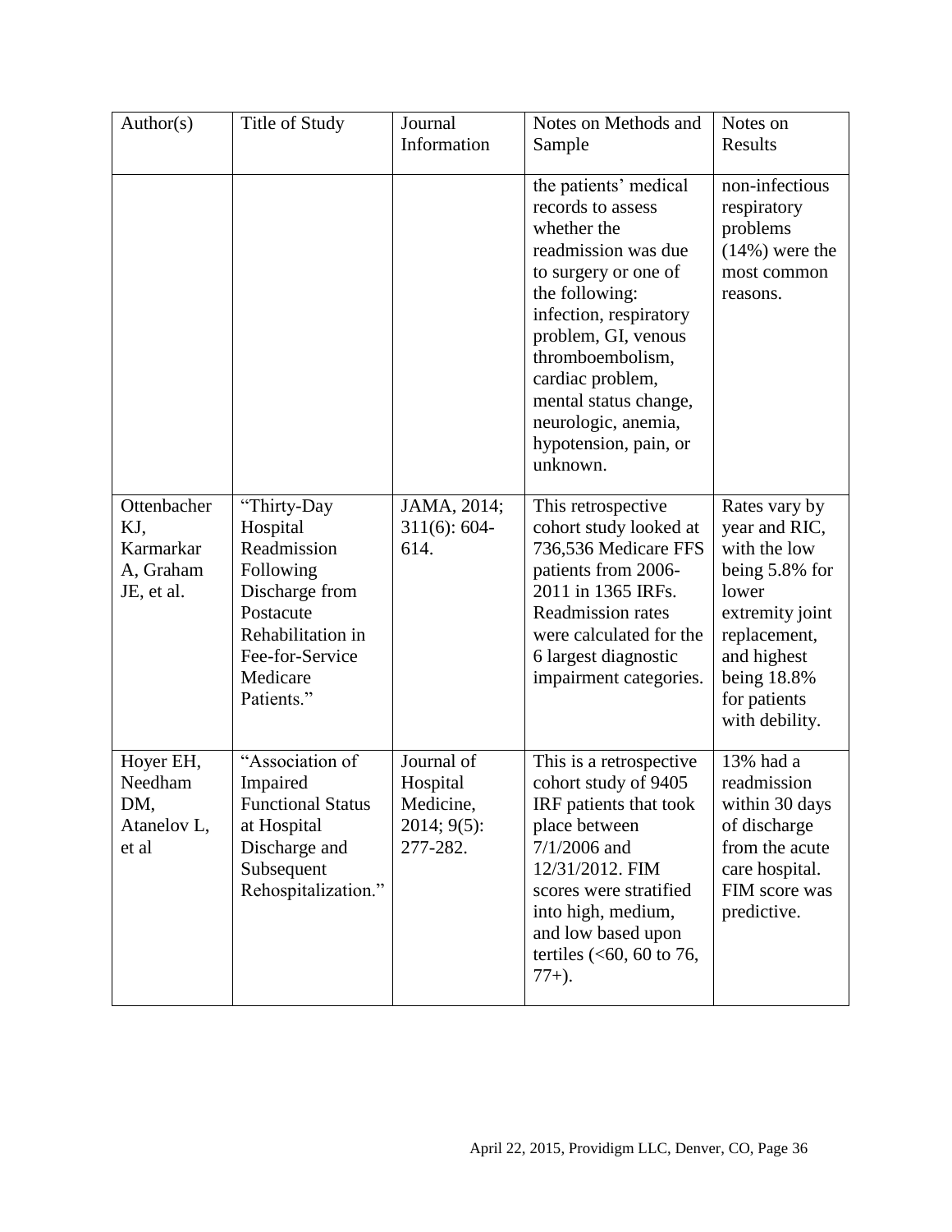| Author(s) | Title of Study | Journal Information | Notes on Methods and Sample | Notes on Results |
|---|---|---|---|---|
| | | | the patients' medical records to assess whether the readmission was due to surgery or one of the following: infection, respiratory problem, GI, venous thromboembolism, cardiac problem, mental status change, neurologic, anemia, hypotension, pain, or unknown. | non-infectious respiratory problems (14%) were the most common reasons. |
| Ottenbacher KJ, Karmarkar A, Graham JE, et al. | "Thirty-Day Hospital Readmission Following Discharge from Postacute Rehabilitation in Fee-for-Service Medicare Patients." | JAMA, 2014; 311(6): 604-614. | This retrospective cohort study looked at 736,536 Medicare FFS patients from 2006-2011 in 1365 IRFs. Readmission rates were calculated for the 6 largest diagnostic impairment categories. | Rates vary by year and RIC, with the low being 5.8% for lower extremity joint replacement, and highest being 18.8% for patients with debility. |
| Hoyer EH, Needham DM, Atanelov L, et al | "Association of Impaired Functional Status at Hospital Discharge and Subsequent Rehospitalization." | Journal of Hospital Medicine, 2014; 9(5): 277-282. | This is a retrospective cohort study of 9405 IRF patients that took place between 7/1/2006 and 12/31/2012. FIM scores were stratified into high, medium, and low based upon tertiles (<60, 60 to 76, 77+). | 13% had a readmission within 30 days of discharge from the acute care hospital. FIM score was predictive. |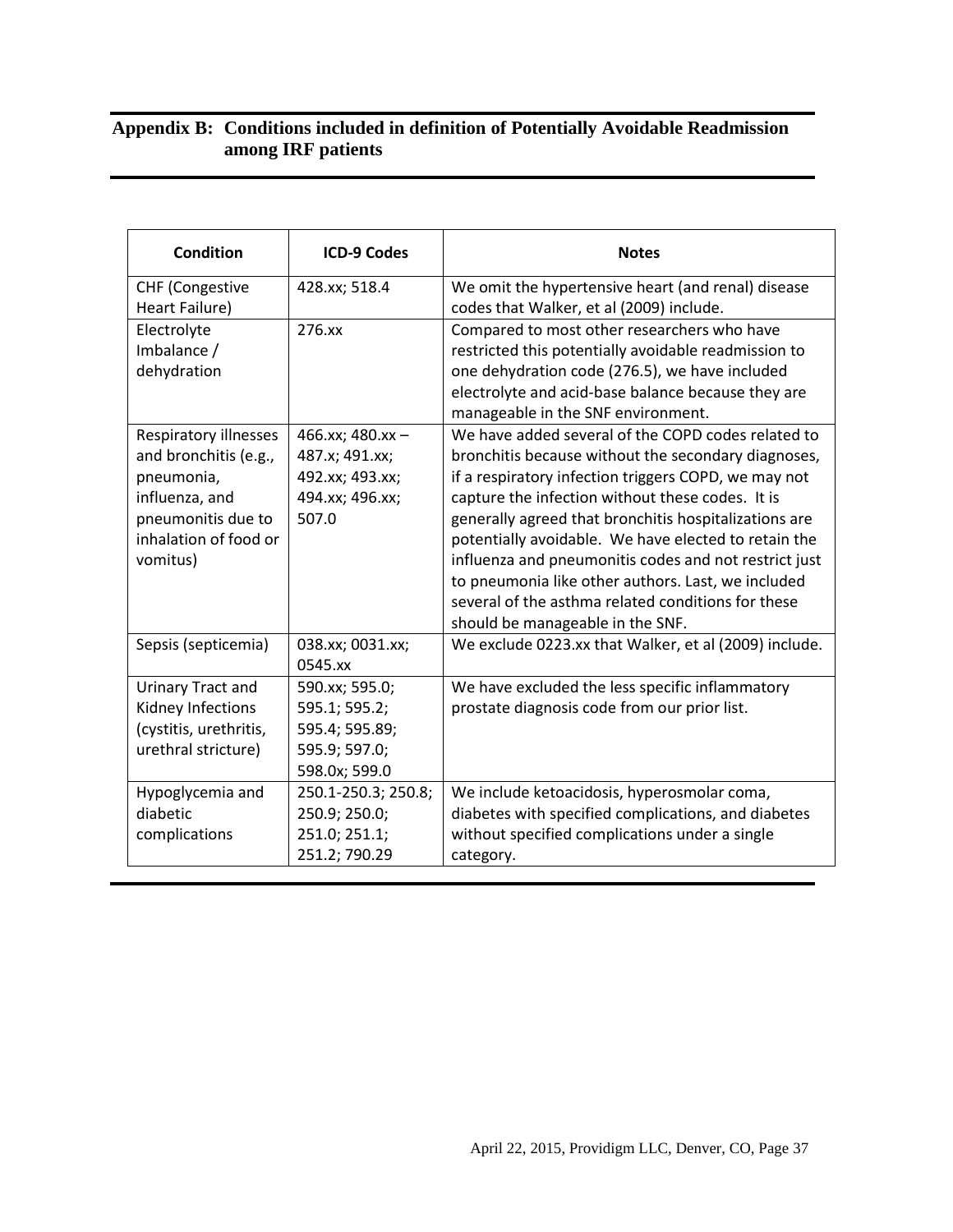## Appendix B: Conditions included in definition of Potentially Avoidable Readmission among IRF patients

| Condition | ICD-9 Codes | Notes |
|---|---|---|
| CHF (Congestive Heart Failure) | 428.xx; 518.4 | We omit the hypertensive heart (and renal) disease codes that Walker, et al (2009) include. |
| Electrolyte Imbalance / dehydration | 276.xx | Compared to most other researchers who have restricted this potentially avoidable readmission to one dehydration code (276.5), we have included electrolyte and acid-base balance because they are manageable in the SNF environment. |
| Respiratory illnesses and bronchitis (e.g., pneumonia, influenza, and pneumonitis due to inhalation of food or vomitus) | 466.xx; 480.xx – 487.x; 491.xx; 492.xx; 493.xx; 494.xx; 496.xx; 507.0 | We have added several of the COPD codes related to bronchitis because without the secondary diagnoses, if a respiratory infection triggers COPD, we may not capture the infection without these codes. It is generally agreed that bronchitis hospitalizations are potentially avoidable. We have elected to retain the influenza and pneumonitis codes and not restrict just to pneumonia like other authors. Last, we included several of the asthma related conditions for these should be manageable in the SNF. |
| Sepsis (septicemia) | 038.xx; 0031.xx; 0545.xx | We exclude 0223.xx that Walker, et al (2009) include. |
| Urinary Tract and Kidney Infections (cystitis, urethritis, urethral stricture) | 590.xx; 595.0; 595.1; 595.2; 595.4; 595.89; 595.9; 597.0; 598.0x; 599.0 | We have excluded the less specific inflammatory prostate diagnosis code from our prior list. |
| Hypoglycemia and diabetic complications | 250.1-250.3; 250.8; 250.9; 250.0; 251.0; 251.1; 251.2; 790.29 | We include ketoacidosis, hyperosmolar coma, diabetes with specified complications, and diabetes without specified complications under a single category. |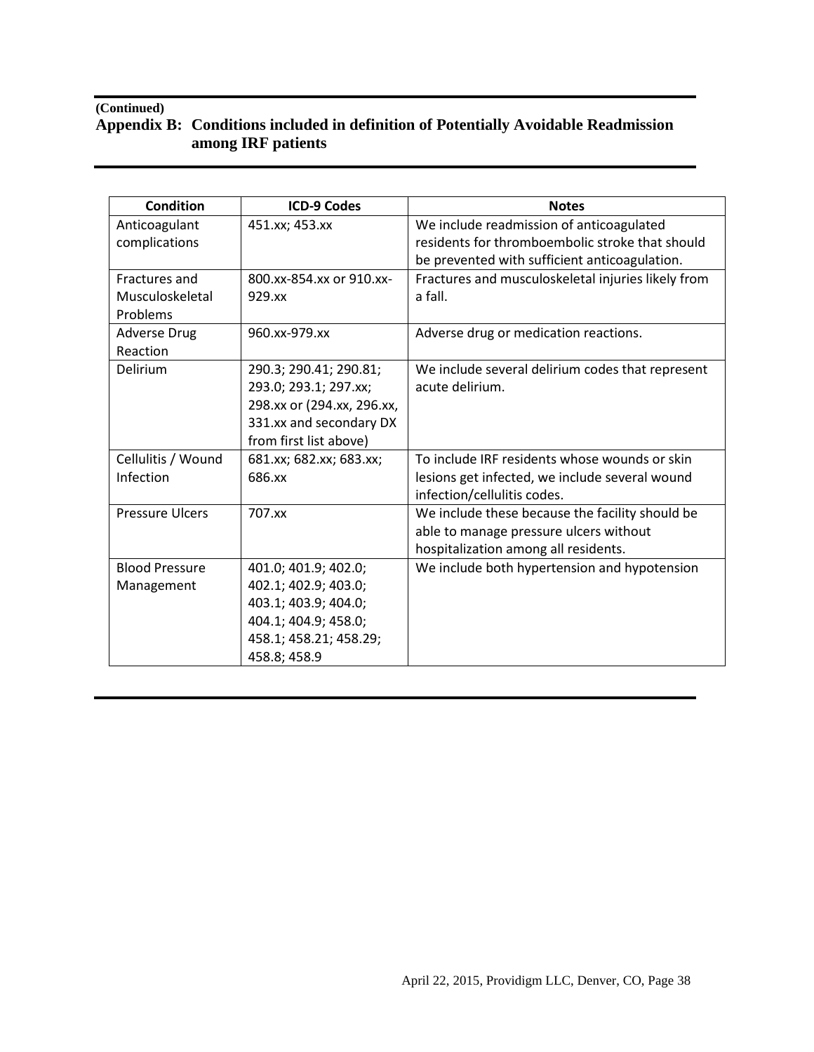(Continued)

## Appendix B: Conditions included in definition of Potentially Avoidable Readmission among IRF patients

| Condition | ICD-9 Codes | Notes |
| --- | --- | --- |
| Anticoagulant complications | 451.xx; 453.xx | We include readmission of anticoagulated residents for thromboembolic stroke that should be prevented with sufficient anticoagulation. |
| Fractures and Musculoskeletal Problems | 800.xx-854.xx or 910.xx-929.xx | Fractures and musculoskeletal injuries likely from a fall. |
| Adverse Drug Reaction | 960.xx-979.xx | Adverse drug or medication reactions. |
| Delirium | 290.3; 290.41; 290.81; 293.0; 293.1; 297.xx; 298.xx or (294.xx, 296.xx, 331.xx and secondary DX from first list above) | We include several delirium codes that represent acute delirium. |
| Cellulitis / Wound Infection | 681.xx; 682.xx; 683.xx; 686.xx | To include IRF residents whose wounds or skin lesions get infected, we include several wound infection/cellulitis codes. |
| Pressure Ulcers | 707.xx | We include these because the facility should be able to manage pressure ulcers without hospitalization among all residents. |
| Blood Pressure Management | 401.0; 401.9; 402.0; 402.1; 402.9; 403.0; 403.1; 403.9; 404.0; 404.1; 404.9; 458.0; 458.1; 458.21; 458.29; 458.8; 458.9 | We include both hypertension and hypotension |